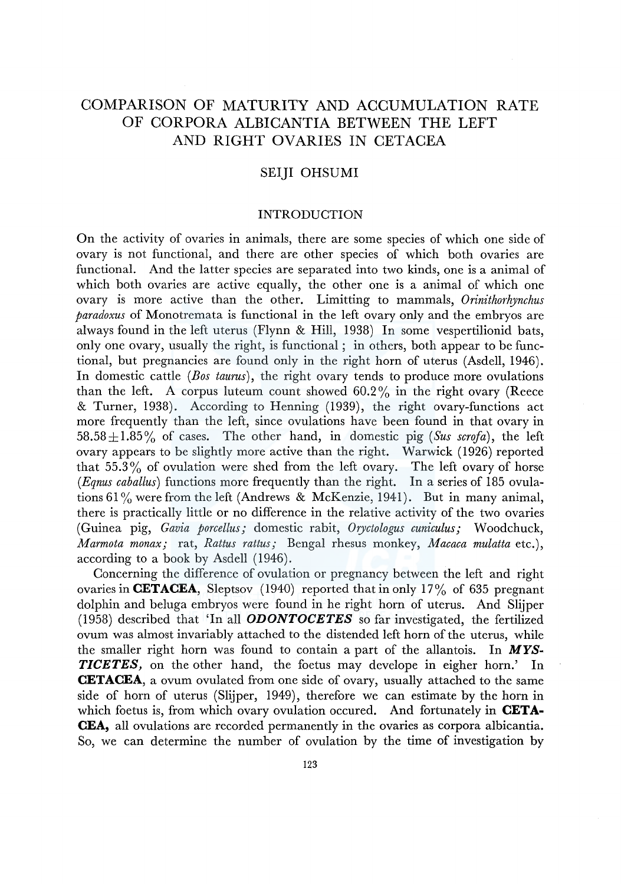# COMPARISON OF MATURITY AND ACCUMULATION RATE OF CORPORA ALBICANTIA BETWEEN THE LEFT AND RIGHT OVARIES IN CETACEA

SEIJI OHSUMI

## INTRODUCTION

On the activity of ovaries in animals, there are some species of which one side of ovary is not functional, and there are other species of which both ovaries are functional. And the latter species are separated into two kinds, one is a animal of which both ovaries are active equally, the other one is a animal of which one ovary is more active than the other. Limitting to mammals, *Orinithorhynchus paradoxus* of Monotremata is functional in the left ovary only and the embryos are always found in the left uterus (Flynn & Hill, 1938) In some vespertilionid bats, only one ovary, usually the right, is functional; in others, both appear to be functional, but pregnancies are found only in the right horn of uterus (Asdell, 1946). In domestic cattle (*Bos taurus*), the right ovary tends to produce more ovulations than the left. A corpus luteum count showed 60.2% in the right ovary (Reece & Turner, 1938). According to Henning (1939), the right ovary-functions act more frequently than the left, since ovulations have been found in that ovary in 58.58±1.85% of cases. The other hand, in domestic pig (*Sus scrofa*), the left ovary appears to be slightly more active than the right. Warwick (1926) reported that 55.3% of ovulation were shed from the left ovary. The left ovary of horse (*Eqnus caballus*) functions more frequently than the right. In a series of 185 ovulations 61% were from the left (Andrews & McKenzie, 1941). But in many animal, there is practically little or no difference in the relative activity of the two ovaries (Guinea pig, *Gavia porcellus;* domestic rabit, *Oryctologus cuniculus;* Woodchuck, *Marmota monax;* rat, *Rattus rattus;* Bengal rhesus monkey, *Macaca mulatta* etc.), according to a book by Asdell (1946).

Concerning the difference of ovulation or pregnancy between the left and right ovaries in **CETACEA**, Sleptsov (1940) reported that in only 17% of 635 pregnant dolphin and beluga embryos were found in he right horn of uterus. And Slijper (1958) described that 'In all ***ODONTOCETES*** so far investigated, the fertilized ovum was almost invariably attached to the distended left horn of the uterus, while the smaller right horn was found to contain a part of the allantois. In ***MYSTICETES,*** on the other hand, the foetus may develope in eigher horn.' In **CETACEA**, a ovum ovulated from one side of ovary, usually attached to the same side of horn of uterus (Slijper, 1949), therefore we can estimate by the horn in which foetus is, from which ovary ovulation occured. And fortunately in **CETACEA,** all ovulations are recorded permanently in the ovaries as corpora albicantia. So, we can determine the number of ovulation by the time of investigation by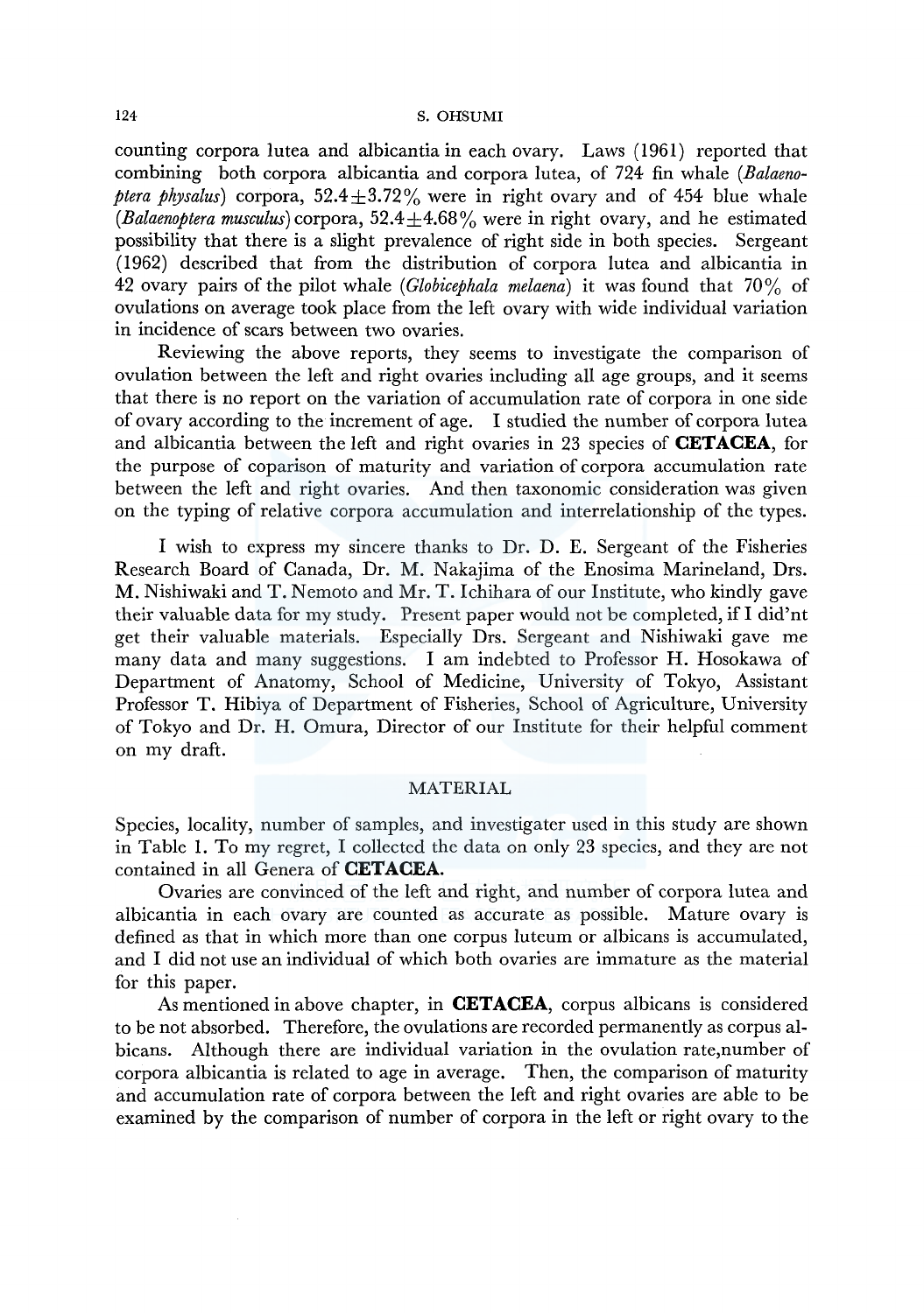counting corpora lutea and albicantia in each ovary. Laws (1961) reported that combining both corpora albicantia and corpora lutea, of 724 fin whale (*Balaenoptera physalus*) corpora, $52.4 \pm 3.72\%$ were in right ovary and of 454 blue whale (*Balaenoptera musculus*) corpora, $52.4 \pm 4.68\%$ were in right ovary, and he estimated possibility that there is a slight prevalence of right side in both species. Sergeant (1962) described that from the distribution of corpora lutea and albicantia in 42 ovary pairs of the pilot whale (*Globicephala melaena*) it was found that 70% of ovulations on average took place from the left ovary with wide individual variation in incidence of scars between two ovaries.

Reviewing the above reports, they seems to investigate the comparison of ovulation between the left and right ovaries including all age groups, and it seems that there is no report on the variation of accumulation rate of corpora in one side of ovary according to the increment of age. I studied the number of corpora lutea and albicantia between the left and right ovaries in 23 species of **CETACEA**, for the purpose of coparison of maturity and variation of corpora accumulation rate between the left and right ovaries. And then taxonomic consideration was given on the typing of relative corpora accumulation and interrelationship of the types.

I wish to express my sincere thanks to Dr. D. E. Sergeant of the Fisheries Research Board of Canada, Dr. M. Nakajima of the Enosima Marineland, Drs. M. Nishiwaki and T. Nemoto and Mr. T. Ichihara of our Institute, who kindly gave their valuable data for my study. Present paper would not be completed, if I did'nt get their valuable materials. Especially Drs. Sergeant and Nishiwaki gave me many data and many suggestions. I am indebted to Professor H. Hosokawa of Department of Anatomy, School of Medicine, University of Tokyo, Assistant Professor T. Hibiya of Department of Fisheries, School of Agriculture, University of Tokyo and Dr. H. Omura, Director of our Institute for their helpful comment on my draft.

## MATERIAL

Species, locality, number of samples, and investigater used in this study are shown in Table 1. To my regret, I collected the data on only 23 species, and they are not contained in all Genera of **CETACEA**.

Ovaries are convinced of the left and right, and number of corpora lutea and albicantia in each ovary are counted as accurate as possible. Mature ovary is defined as that in which more than one corpus luteum or albicans is accumulated, and I did not use an individual of which both ovaries are immature as the material for this paper.

As mentioned in above chapter, in **CETACEA**, corpus albicans is considered to be not absorbed. Therefore, the ovulations are recorded permanently as corpus albicans. Although there are individual variation in the ovulation rate,number of corpora albicantia is related to age in average. Then, the comparison of maturity and accumulation rate of corpora between the left and right ovaries are able to be examined by the comparison of number of corpora in the left or right ovary to the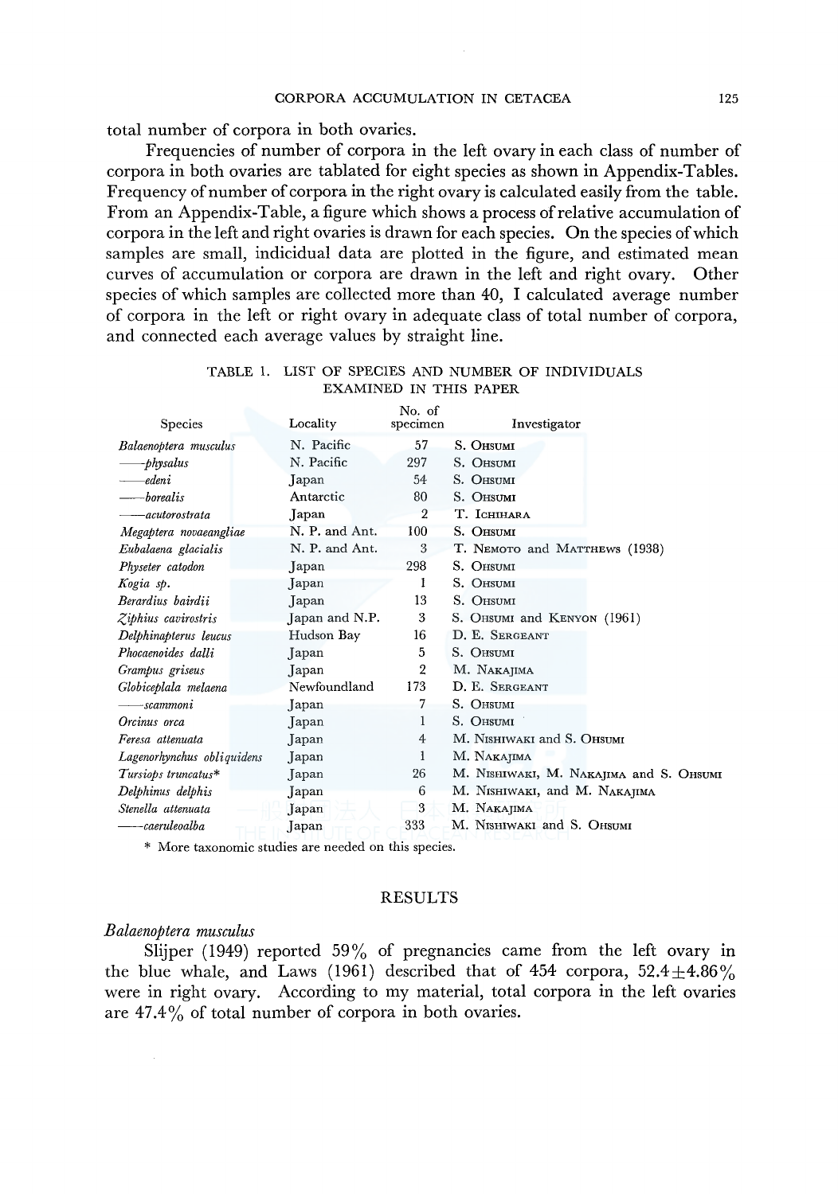total number of corpora in both ovaries.

Frequencies of number of corpora in the left ovary in each class of number of corpora in both ovaries are tablated for eight species as shown in Appendix-Tables. Frequency of number of corpora in the right ovary is calculated easily from the table. From an Appendix-Table, a figure which shows a process of relative accumulation of corpora in the left and right ovaries is drawn for each species. On the species of which samples are small, indicidual data are plotted in the figure, and estimated mean curves of accumulation or corpora are drawn in the left and right ovary. Other species of which samples are collected more than 40, I calculated average number of corpora in the left or right ovary in adequate class of total number of corpora, and connected each average values by straight line.

TABLE 1. LIST OF SPECIES AND NUMBER OF INDIVIDUALS EXAMINED IN THIS PAPER

| Species | Locality | No. of specimen | Investigator |
|---|---|---|---|
| *Balaenoptera musculus* | N. Pacific | 57 | S. OHSUMI |
| ——*physalus* | N. Pacific | 297 | S. OHSUMI |
| ——*edeni* | Japan | 54 | S. OHSUMI |
| ——*borealis* | Antarctic | 80 | S. OHSUMI |
| ——*acutorostrata* | Japan | 2 | T. ICHIHARA |
| *Megaptera novaeangliae* | N. P. and Ant. | 100 | S. OHSUMI |
| *Eubalaena glacialis* | N. P. and Ant. | 3 | T. NEMOTO and MATTHEWS (1938) |
| *Physeter catodon* | Japan | 298 | S. OHSUMI |
| *Kogia sp.* | Japan | 1 | S. OHSUMI |
| *Berardius bairdii* | Japan | 13 | S. OHSUMI |
| *Ziphius cavirostris* | Japan and N.P. | 3 | S. OHSUMI and KENYON (1961) |
| *Delphinapterus leucus* | Hudson Bay | 16 | D. E. SERGEANT |
| *Phocaenoides dalli* | Japan | 5 | S. OHSUMI |
| *Grampus griseus* | Japan | 2 | M. NAKAJIMA |
| *Globiceplala melaena* | Newfoundland | 173 | D. E. SERGEANT |
| ——*scammoni* | Japan | 7 | S. OHSUMI |
| *Orcinus orca* | Japan | 1 | S. OHSUMI |
| *Feresa attenuata* | Japan | 4 | M. NISHIWAKI and S. OHSUMI |
| *Lagenorhynchus obliquidens* | Japan | 1 | M. NAKAJIMA |
| *Tursiops truncatus\** | Japan | 26 | M. NISHIWAKI, M. NAKAJIMA and S. OHSUMI |
| *Delphinus delphis* | Japan | 6 | M. NISHIWAKI, and M. NAKAJIMA |
| *Stenella attenuata* | Japan | 3 | M. NAKAJIMA |
| ——*caeruleoalba* | Japan | 333 | M. NISHIWAKI and S. OHSUMI |

\* More taxonomic studies are needed on this species.

## RESULTS

### *Balaenoptera musculus*

Slijper (1949) reported 59% of pregnancies came from the left ovary in the blue whale, and Laws (1961) described that of 454 corpora, $52.4 \pm 4.86\%$ were in right ovary. According to my material, total corpora in the left ovaries are 47.4% of total number of corpora in both ovaries.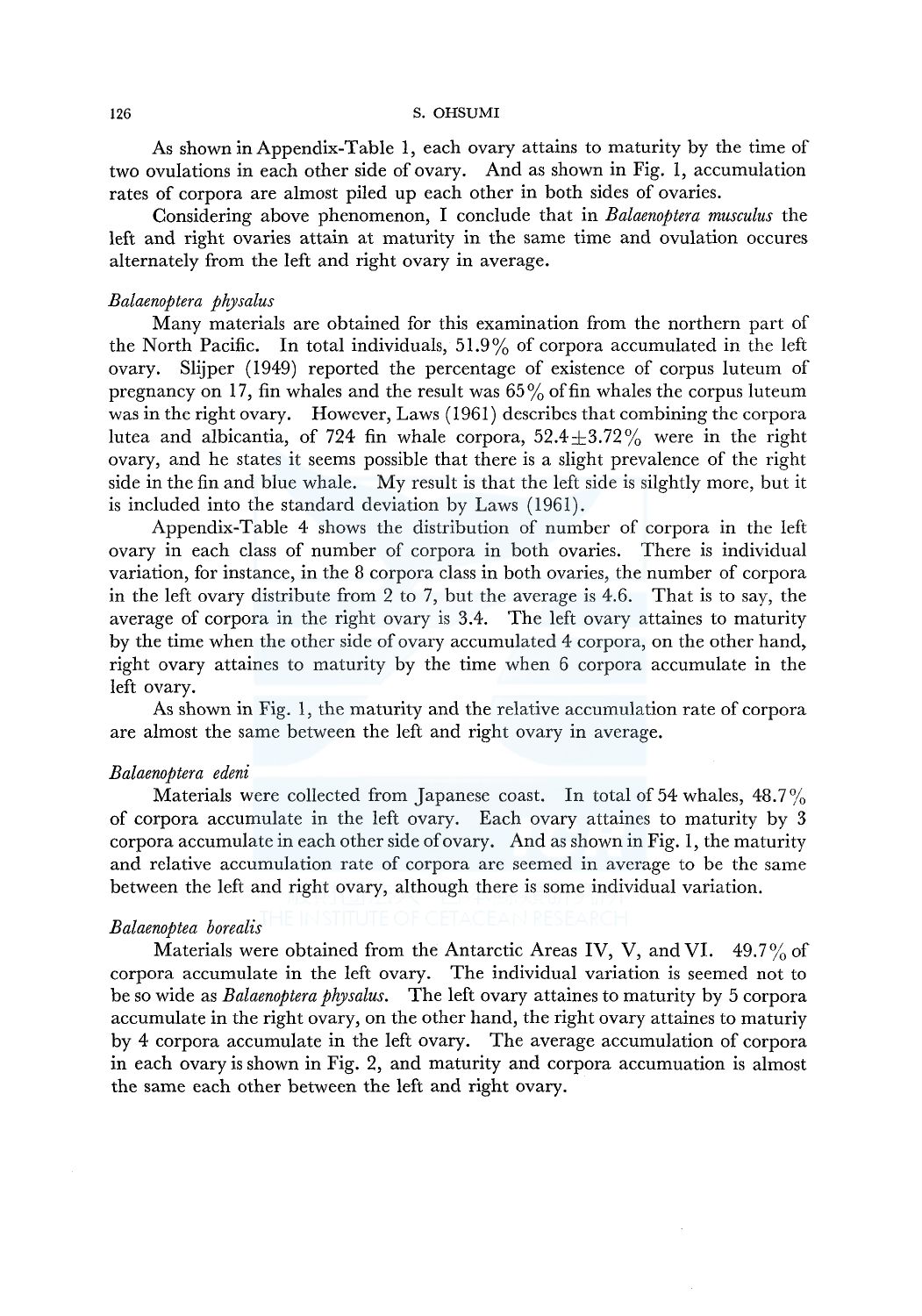As shown in Appendix-Table 1, each ovary attains to maturity by the time of two ovulations in each other side of ovary. And as shown in Fig. 1, accumulation rates of corpora are almost piled up each other in both sides of ovaries.

Considering above phenomenon, I conclude that in *Balaenoptera musculus* the left and right ovaries attain at maturity in the same time and ovulation occures alternately from the left and right ovary in average.

*Balaenoptera physalus*

Many materials are obtained for this examination from the northern part of the North Pacific. In total individuals, 51.9% of corpora accumulated in the left ovary. Slijper (1949) reported the percentage of existence of corpus luteum of pregnancy on 17, fin whales and the result was 65% of fin whales the corpus luteum was in the right ovary. However, Laws (1961) describes that combining the corpora lutea and albicantia, of 724 fin whale corpora, $52.4 \pm 3.72\%$ were in the right ovary, and he states it seems possible that there is a slight prevalence of the right side in the fin and blue whale. My result is that the left side is silghtly more, but it is included into the standard deviation by Laws (1961).

Appendix-Table 4 shows the distribution of number of corpora in the left ovary in each class of number of corpora in both ovaries. There is individual variation, for instance, in the 8 corpora class in both ovaries, the number of corpora in the left ovary distribute from 2 to 7, but the average is 4.6. That is to say, the average of corpora in the right ovary is 3.4. The left ovary attaines to maturity by the time when the other side of ovary accumulated 4 corpora, on the other hand, right ovary attaines to maturity by the time when 6 corpora accumulate in the left ovary.

As shown in Fig. 1, the maturity and the relative accumulation rate of corpora are almost the same between the left and right ovary in average.

*Balaenoptera edeni*

Materials were collected from Japanese coast. In total of 54 whales, 48.7% of corpora accumulate in the left ovary. Each ovary attaines to maturity by 3 corpora accumulate in each other side of ovary. And as shown in Fig. 1, the maturity and relative accumulation rate of corpora are seemed in average to be the same between the left and right ovary, although there is some individual variation.

*Balaenoptea borealis*

Materials were obtained from the Antarctic Areas IV, V, and VI. 49.7% of corpora accumulate in the left ovary. The individual variation is seemed not to be so wide as *Balaenoptera physalus*. The left ovary attaines to maturity by 5 corpora accumulate in the right ovary, on the other hand, the right ovary attaines to maturiy by 4 corpora accumulate in the left ovary. The average accumulation of corpora in each ovary is shown in Fig. 2, and maturity and corpora accumuation is almost the same each other between the left and right ovary.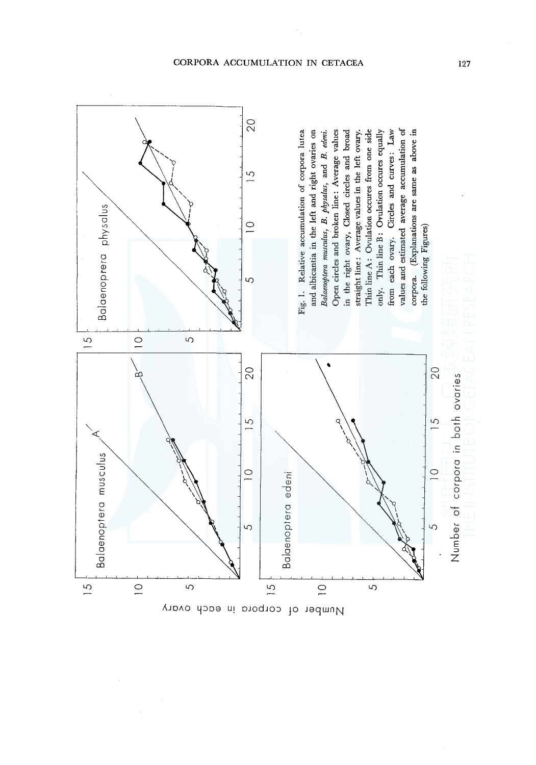Fig. 1. Relative accumulation of corpora lutea and albicantia in the left and right ovaries on *Balaenoptera musculus*, *B. physalus*, and *B. edeni*. Open circles and broken line: Average values in the right ovary, Closed circles and broad straight line: Average values in the left ovary. Thin line A: Ovulation occures from one side only. Thin line B: Ovulation occures equally from each ovary. Circles and curves: Law values and estimated average accumulation of corpora. (Explanations are same as above in the following Figures)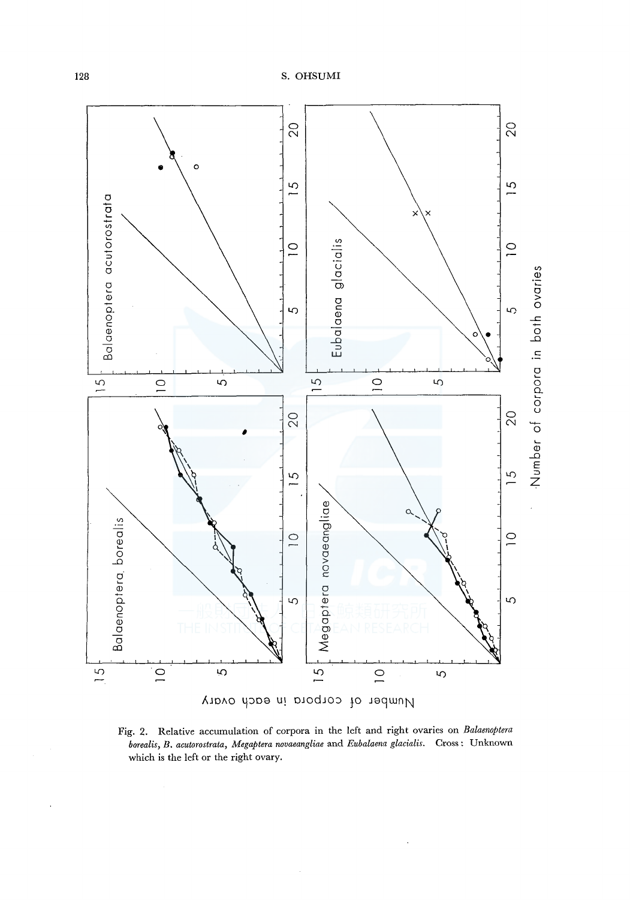Fig. 2. Relative accumulation of corpora in the left and right ovaries on *Balaenoptera borealis*, *B. acutorostrata*, *Megaptera novaeangliae* and *Eubalaena glacialis*. Cross: Unknown which is the left or the right ovary.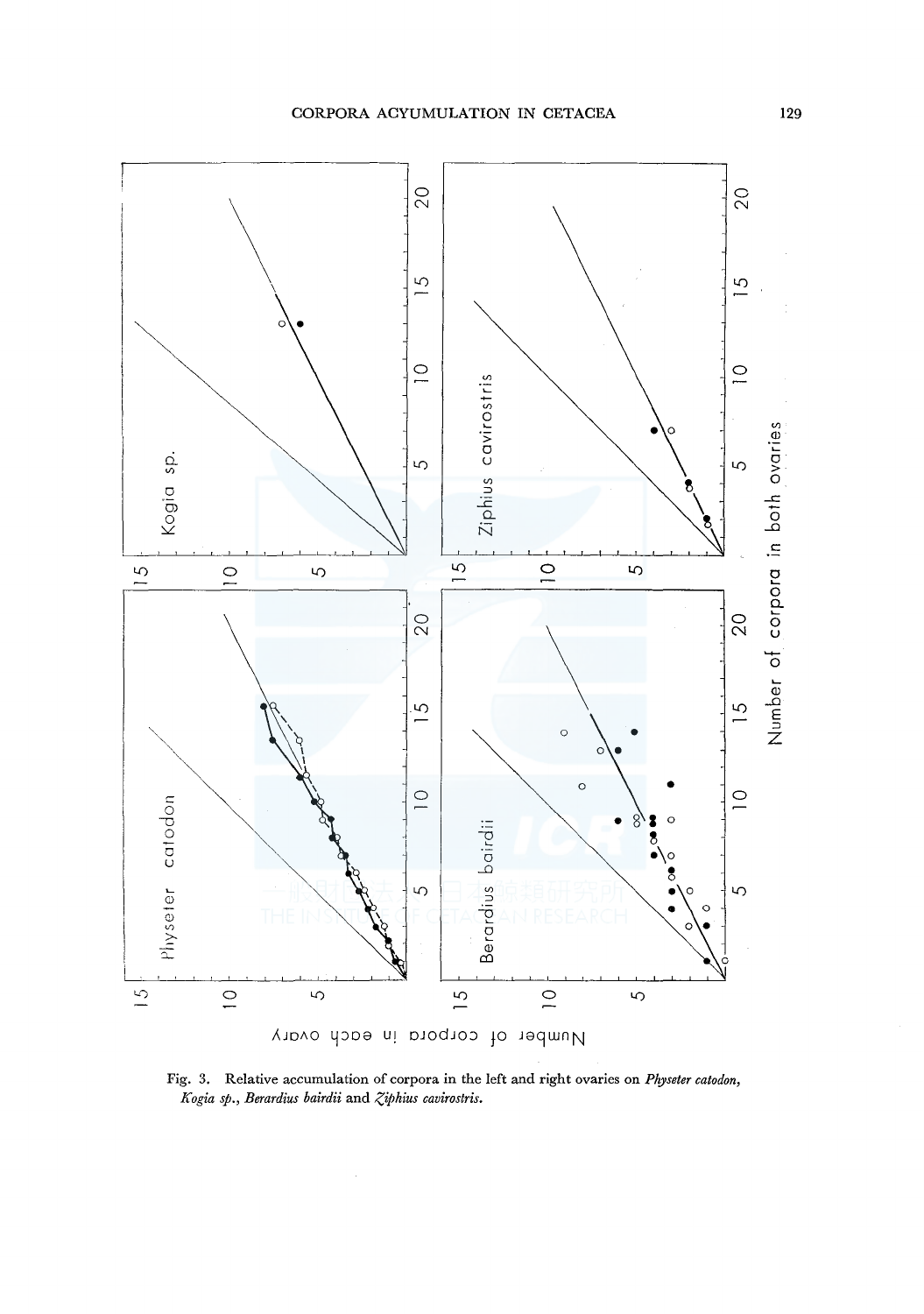Fig. 3. Relative accumulation of corpora in the left and right ovaries on *Physeter catodon*, *Kogia sp.*, *Berardius bairdii* and *Ziphius cavirostris*.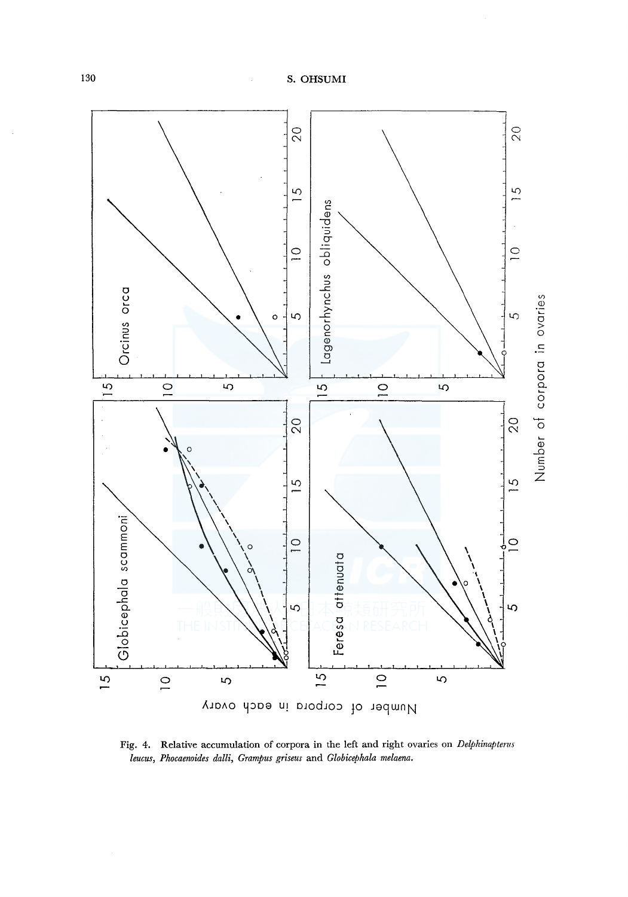Globicephala scammoni

Orcinus orca

Feresa attenuata

Lagenorhynchus obliquidens

Number of corpora in each ovary

Number of corpora in ovaries

Fig. 4. Relative accumulation of corpora in the left and right ovaries on *Delphinapterus leucus*, *Phocaenoides dalli*, *Grampus griseus* and *Globicephala melaena*.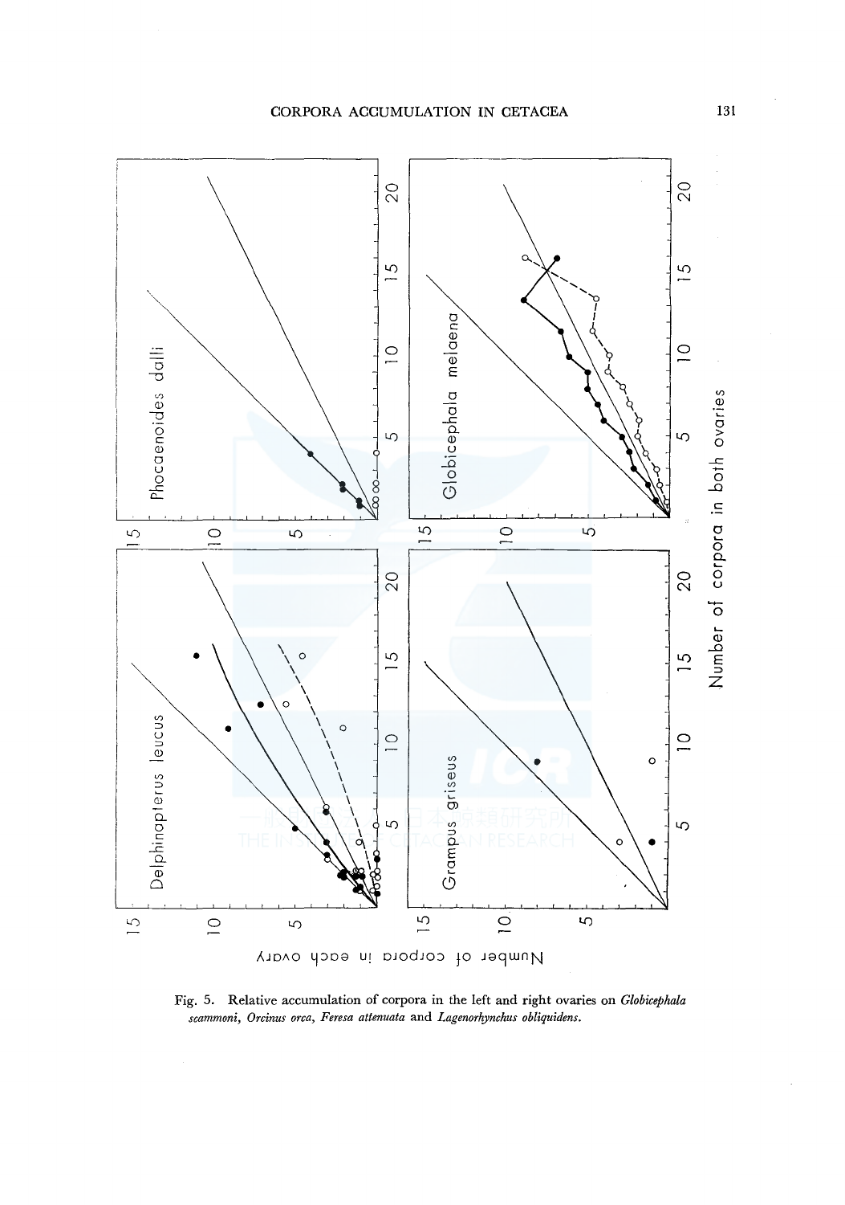Fig. 5. Relative accumulation of corpora in the left and right ovaries on *Globicephala scammoni*, *Orcinus orca*, *Feresa attenuata* and *Lagenorhynchus obliquidens*.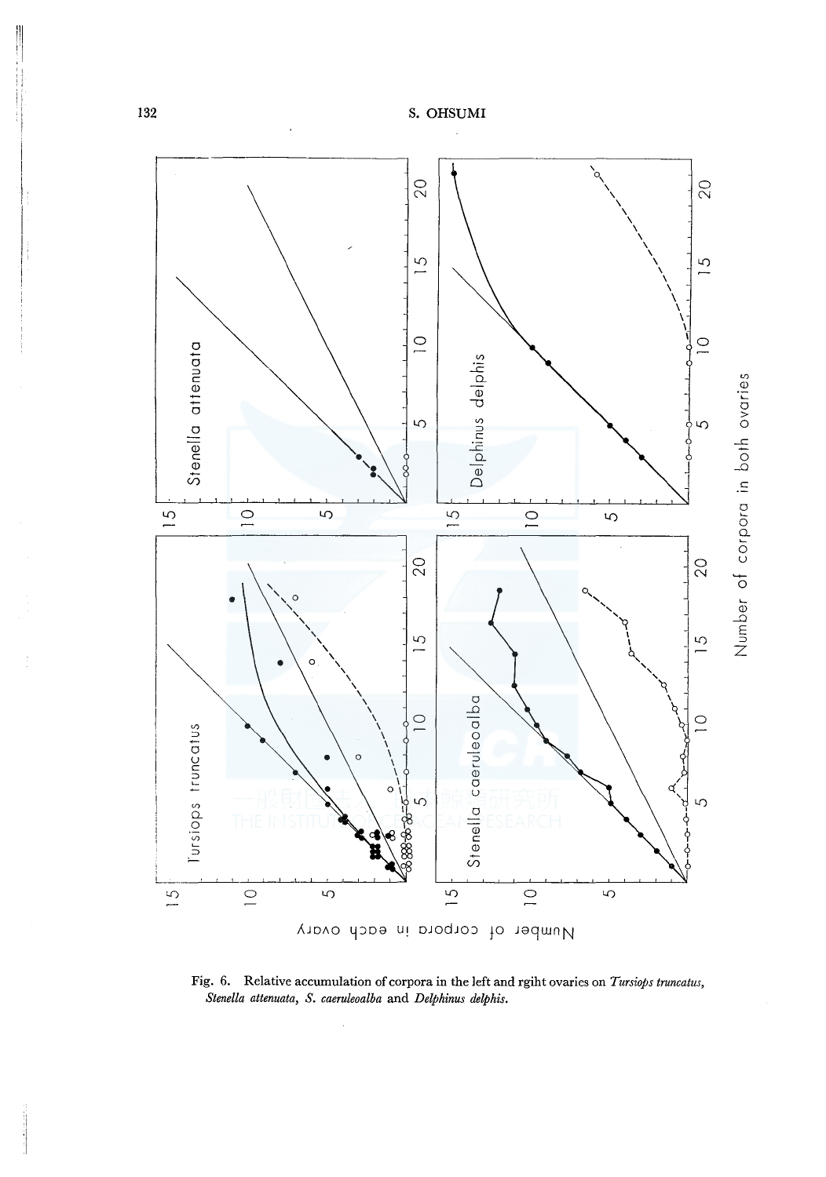Fig. 6. Relative accumulation of corpora in the left and rgiht ovaries on *Tursiops truncatus*, *Stenella attenuata*, *S. caeruleoalba* and *Delphinus delphis*.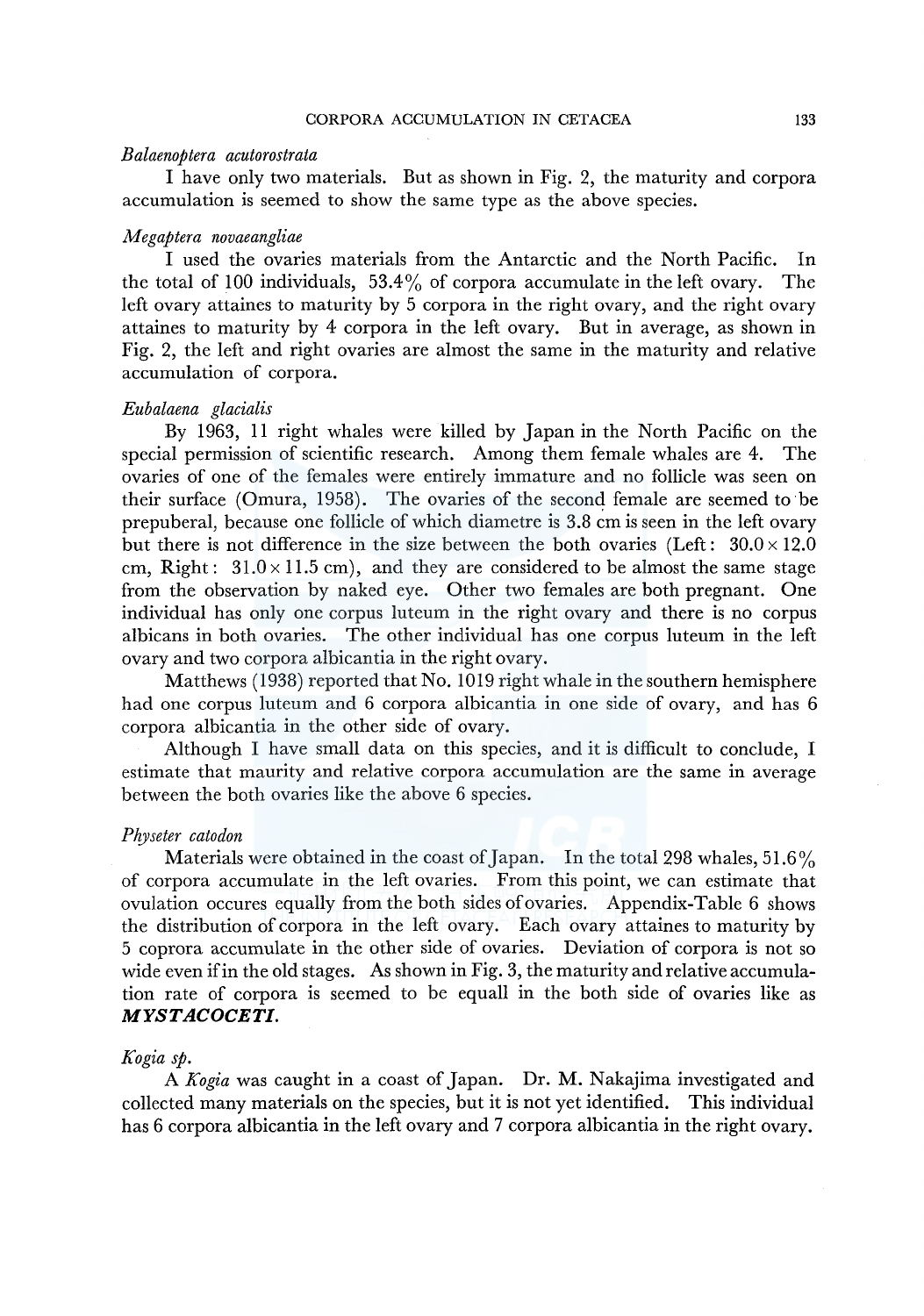*Balaenoptera acutorostrata*

I have only two materials. But as shown in Fig. 2, the maturity and corpora accumulation is seemed to show the same type as the above species.

*Megaptera novaeangliae*

I used the ovaries materials from the Antarctic and the North Pacific. In the total of 100 individuals, 53.4% of corpora accumulate in the left ovary. The left ovary attaines to maturity by 5 corpora in the right ovary, and the right ovary attaines to maturity by 4 corpora in the left ovary. But in average, as shown in Fig. 2, the left and right ovaries are almost the same in the maturity and relative accumulation of corpora.

*Eubalaena glacialis*

By 1963, 11 right whales were killed by Japan in the North Pacific on the special permission of scientific research. Among them female whales are 4. The ovaries of one of the females were entirely immature and no follicle was seen on their surface (Omura, 1958). The ovaries of the second female are seemed to be prepuberal, because one follicle of which diametre is 3.8 cm is seen in the left ovary but there is not difference in the size between the both ovaries (Left: 30.0 × 12.0 cm, Right: 31.0 × 11.5 cm), and they are considered to be almost the same stage from the observation by naked eye. Other two females are both pregnant. One individual has only one corpus luteum in the right ovary and there is no corpus albicans in both ovaries. The other individual has one corpus luteum in the left ovary and two corpora albicantia in the right ovary.

Matthews (1938) reported that No. 1019 right whale in the southern hemisphere had one corpus luteum and 6 corpora albicantia in one side of ovary, and has 6 corpora albicantia in the other side of ovary.

Although I have small data on this species, and it is difficult to conclude, I estimate that maurity and relative corpora accumulation are the same in average between the both ovaries like the above 6 species.

*Physeter catodon*

Materials were obtained in the coast of Japan. In the total 298 whales, 51.6% of corpora accumulate in the left ovaries. From this point, we can estimate that ovulation occures equally from the both sides of ovaries. Appendix-Table 6 shows the distribution of corpora in the left ovary. Each ovary attaines to maturity by 5 coprora accumulate in the other side of ovaries. Deviation of corpora is not so wide even if in the old stages. As shown in Fig. 3, the maturity and relative accumulation rate of corpora is seemed to be equall in the both side of ovaries like as ***MYSTACOCETI***.

*Kogia sp.*

A *Kogia* was caught in a coast of Japan. Dr. M. Nakajima investigated and collected many materials on the species, but it is not yet identified. This individual has 6 corpora albicantia in the left ovary and 7 corpora albicantia in the right ovary.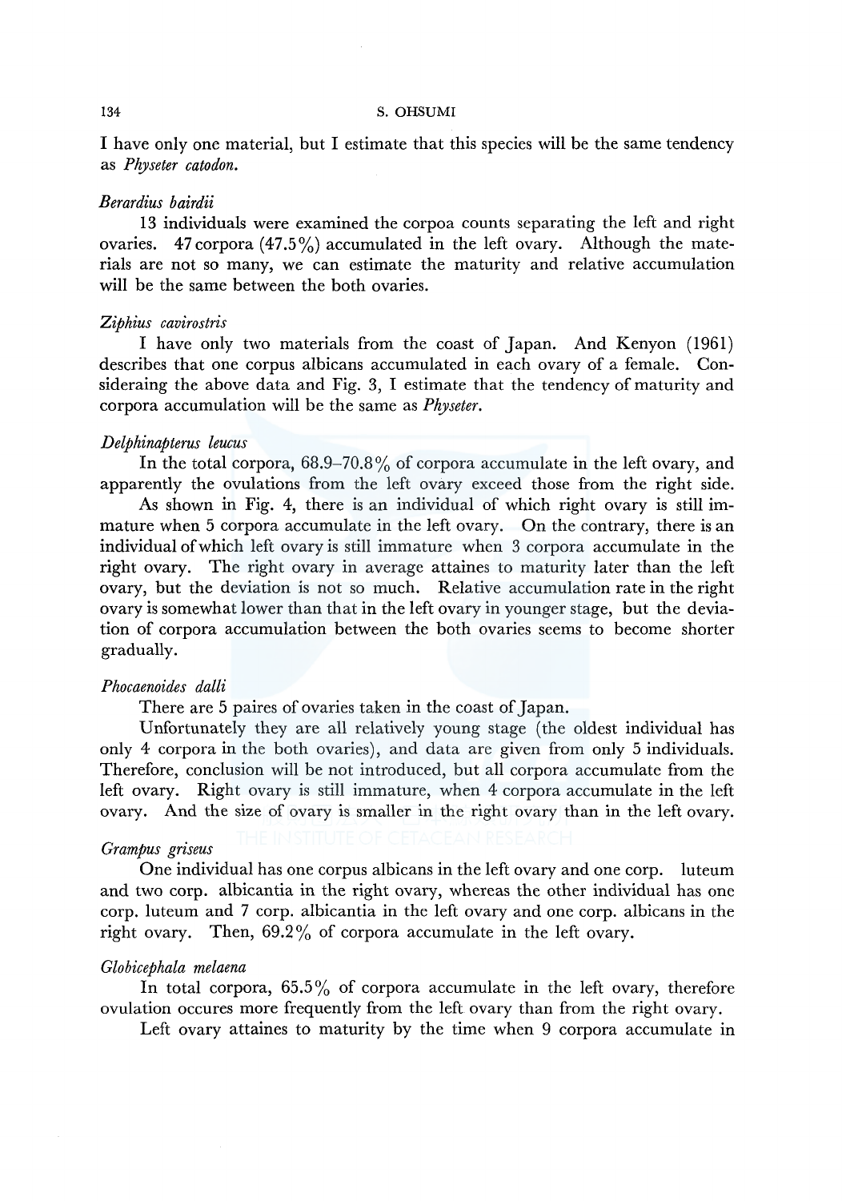I have only one material, but I estimate that this species will be the same tendency as *Physeter catodon*.

*Berardius bairdii*

13 individuals were examined the corpoa counts separating the left and right ovaries. 47 corpora (47.5%) accumulated in the left ovary. Although the materials are not so many, we can estimate the maturity and relative accumulation will be the same between the both ovaries.

*Ziphius cavirostris*

I have only two materials from the coast of Japan. And Kenyon (1961) describes that one corpus albicans accumulated in each ovary of a female. Consideraing the above data and Fig. 3, I estimate that the tendency of maturity and corpora accumulation will be the same as *Physeter*.

*Delphinapterus leucus*

In the total corpora, 68.9–70.8% of corpora accumulate in the left ovary, and apparently the ovulations from the left ovary exceed those from the right side.

As shown in Fig. 4, there is an individual of which right ovary is still immature when 5 corpora accumulate in the left ovary. On the contrary, there is an individual of which left ovary is still immature when 3 corpora accumulate in the right ovary. The right ovary in average attaines to maturity later than the left ovary, but the deviation is not so much. Relative accumulation rate in the right ovary is somewhat lower than that in the left ovary in younger stage, but the deviation of corpora accumulation between the both ovaries seems to become shorter gradually.

*Phocaenoides dalli*

There are 5 paires of ovaries taken in the coast of Japan.

Unfortunately they are all relatively young stage (the oldest individual has only 4 corpora in the both ovaries), and data are given from only 5 individuals. Therefore, conclusion will be not introduced, but all corpora accumulate from the left ovary. Right ovary is still immature, when 4 corpora accumulate in the left ovary. And the size of ovary is smaller in the right ovary than in the left ovary.

*Grampus griseus*

One individual has one corpus albicans in the left ovary and one corp. luteum and two corp. albicantia in the right ovary, whereas the other individual has one corp. luteum and 7 corp. albicantia in the left ovary and one corp. albicans in the right ovary. Then, 69.2% of corpora accumulate in the left ovary.

*Globicephala melaena*

In total corpora, 65.5% of corpora accumulate in the left ovary, therefore ovulation occures more frequently from the left ovary than from the right ovary.

Left ovary attaines to maturity by the time when 9 corpora accumulate in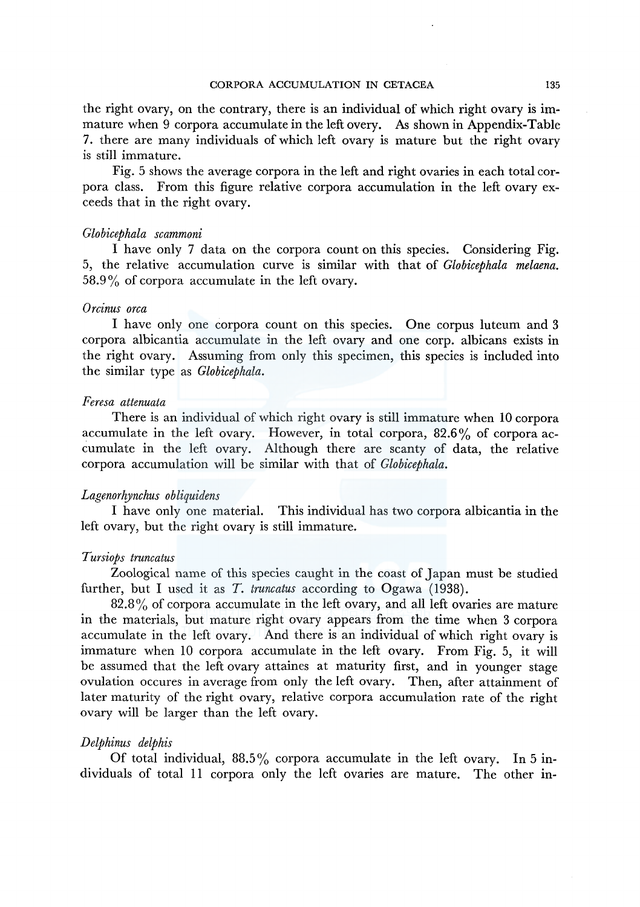the right ovary, on the contrary, there is an individual of which right ovary is immature when 9 corpora accumulate in the left overy. As shown in Appendix-Table 7. there are many individuals of which left ovary is mature but the right ovary is still immature.

Fig. 5 shows the average corpora in the left and right ovaries in each total corpora class. From this figure relative corpora accumulation in the left ovary exceeds that in the right ovary.

### *Globicephala scammoni*

I have only 7 data on the corpora count on this species. Considering Fig. 5, the relative accumulation curve is similar with that of *Globicephala melaena.* 58.9% of corpora accumulate in the left ovary.

### *Orcinus orca*

I have only one corpora count on this species. One corpus luteum and 3 corpora albicantia accumulate in the left ovary and one corp. albicans exists in the right ovary. Assuming from only this specimen, this species is included into the similar type as *Globicephala.*

### *Feresa attenuata*

There is an individual of which right ovary is still immature when 10 corpora accumulate in the left ovary. However, in total corpora, 82.6% of corpora accumulate in the left ovary. Although there are scanty of data, the relative corpora accumulation will be similar with that of *Globicephala.*

### *Lagenorhynchus obliquidens*

I have only one material. This individual has two corpora albicantia in the left ovary, but the right ovary is still immature.

### *Tursiops truncatus*

Zoological name of this species caught in the coast of Japan must be studied further, but I used it as *T. truncatus* according to Ogawa (1938).

82.8% of corpora accumulate in the left ovary, and all left ovaries are mature in the materials, but mature right ovary appears from the time when 3 corpora accumulate in the left ovary. And there is an individual of which right ovary is immature when 10 corpora accumulate in the left ovary. From Fig. 5, it will be assumed that the left ovary attaines at maturity first, and in younger stage ovulation occures in average from only the left ovary. Then, after attainment of later maturity of the right ovary, relative corpora accumulation rate of the right ovary will be larger than the left ovary.

### *Delphinus delphis*

Of total individual, 88.5% corpora accumulate in the left ovary. In 5 individuals of total 11 corpora only the left ovaries are mature. The other in-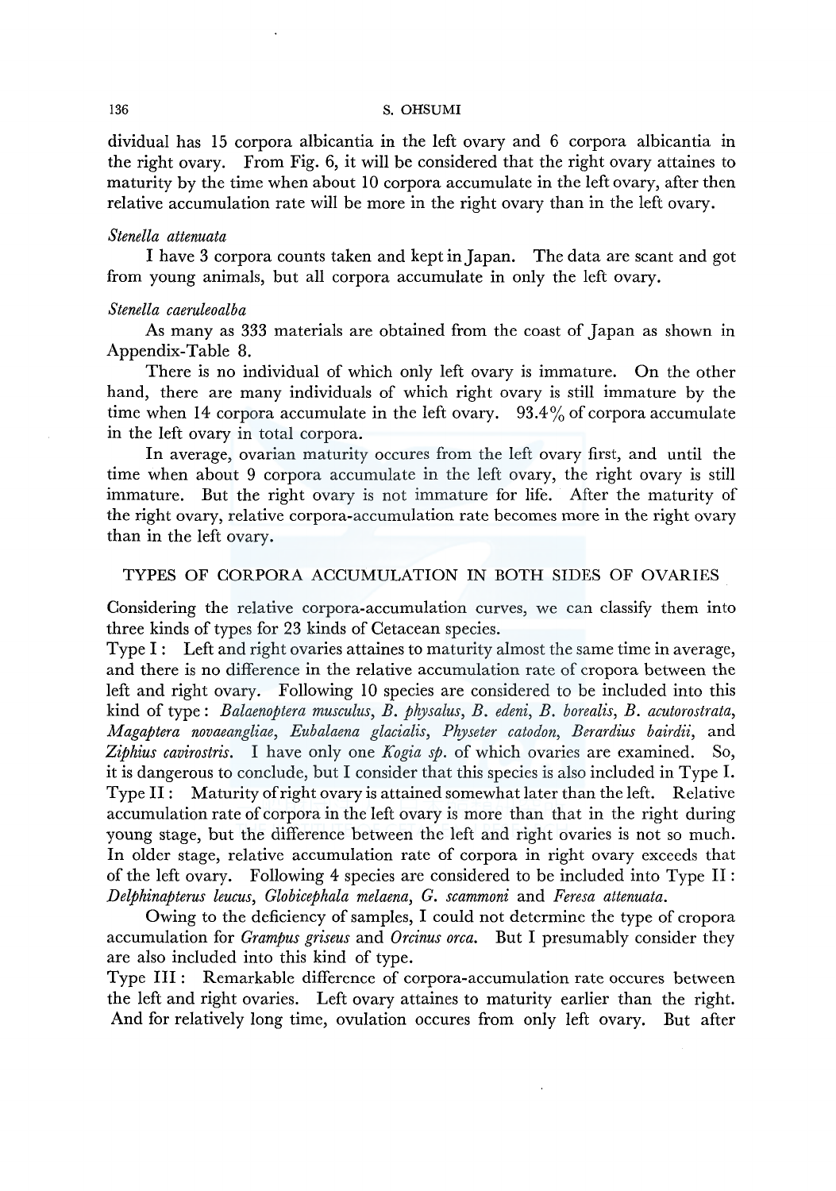dividual has 15 corpora albicantia in the left ovary and 6 corpora albicantia in the right ovary. From Fig. 6, it will be considered that the right ovary attaines to maturity by the time when about 10 corpora accumulate in the left ovary, after then relative accumulation rate will be more in the right ovary than in the left ovary.

### *Stenella attenuata*

I have 3 corpora counts taken and kept in Japan. The data are scant and got from young animals, but all corpora accumulate in only the left ovary.

### *Stenella caeruleoalba*

As many as 333 materials are obtained from the coast of Japan as shown in Appendix-Table 8.

There is no individual of which only left ovary is immature. On the other hand, there are many individuals of which right ovary is still immature by the time when 14 corpora accumulate in the left ovary. 93.4% of corpora accumulate in the left ovary in total corpora.

In average, ovarian maturity occures from the left ovary first, and until the time when about 9 corpora accumulate in the left ovary, the right ovary is still immature. But the right ovary is not immature for life. After the maturity of the right ovary, relative corpora-accumulation rate becomes more in the right ovary than in the left ovary.

## TYPES OF CORPORA ACCUMULATION IN BOTH SIDES OF OVARIES

Considering the relative corpora-accumulation curves, we can classify them into three kinds of types for 23 kinds of Cetacean species.

Type I : Left and right ovaries attaines to maturity almost the same time in average, and there is no difference in the relative accumulation rate of cropora between the left and right ovary. Following 10 species are considered to be included into this kind of type : *Balaenoptera musculus*, *B. physalus*, *B. edeni*, *B. borealis*, *B. acutorostrata*, *Magaptera novaeangliae*, *Eubalaena glacialis*, *Physeter catodon*, *Berardius bairdii*, and *Ziphius cavirostris*. I have only one *Kogia sp.* of which ovaries are examined. So, it is dangerous to conclude, but I consider that this species is also included in Type I.

Type II : Maturity of right ovary is attained somewhat later than the left. Relative accumulation rate of corpora in the left ovary is more than that in the right during young stage, but the difference between the left and right ovaries is not so much. In older stage, relative accumulation rate of corpora in right ovary exceeds that of the left ovary. Following 4 species are considered to be included into Type II : *Delphinapterus leucus*, *Globicephala melaena*, *G. scammoni* and *Feresa attenuata*.

Owing to the deficiency of samples, I could not determine the type of cropora accumulation for *Grampus griseus* and *Orcinus orca*. But I presumably consider they are also included into this kind of type.

Type III : Remarkable difference of corpora-accumulation rate occures between the left and right ovaries. Left ovary attaines to maturity earlier than the right. And for relatively long time, ovulation occures from only left ovary. But after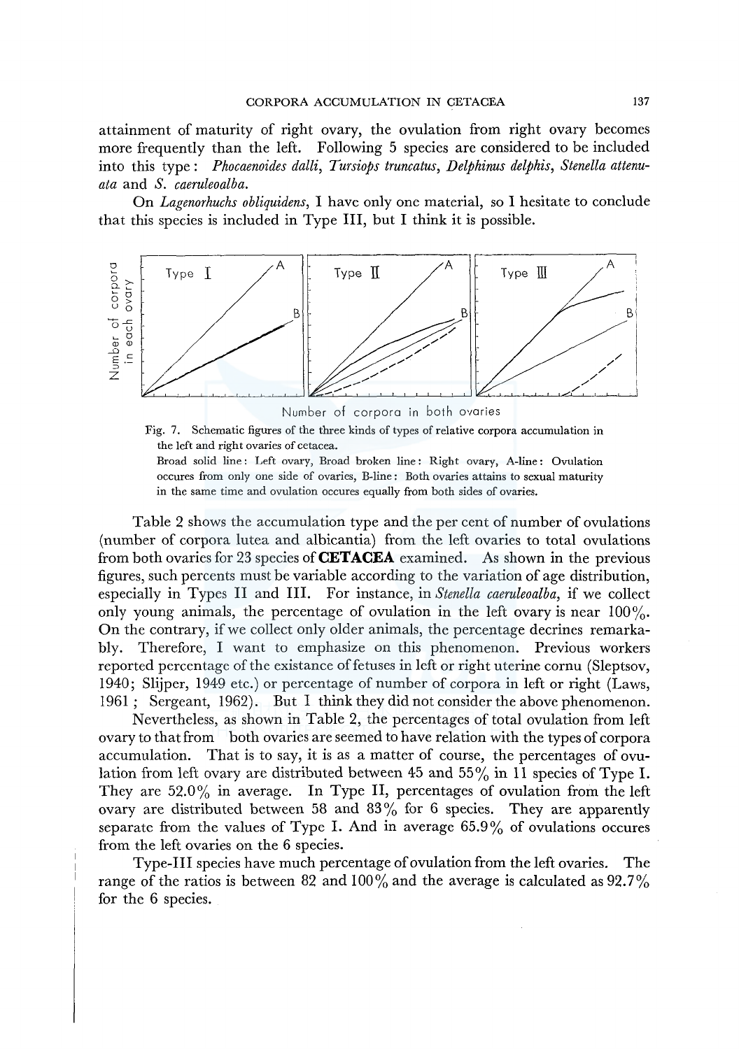attainment of maturity of right ovary, the ovulation from right ovary becomes more frequently than the left. Following 5 species are considered to be included into this type: *Phocaenoides dalli*, *Tursiops truncatus*, *Delphinus delphis*, *Stenella attenuata* and *S. caeruleoalba*.

On *Lagenorhuchs obliquidens*, I have only one material, so I hesitate to conclude that this species is included in Type III, but I think it is possible.

Fig. 7. Schematic figures of the three kinds of types of relative corpora accumulation in the left and right ovaries of cetacea.
Broad solid line: Left ovary, Broad broken line: Right ovary, A-line: Ovulation occures from only one side of ovaries, B-line: Both ovaries attains to sexual maturity in the same time and ovulation occures equally from both sides of ovaries.

Table 2 shows the accumulation type and the per cent of number of ovulations (number of corpora lutea and albicantia) from the left ovaries to total ovulations from both ovaries for 23 species of **CETACEA** examined. As shown in the previous figures, such percents must be variable according to the variation of age distribution, especially in Types II and III. For instance, in *Stenella caeruleoalba*, if we collect only young animals, the percentage of ovulation in the left ovary is near 100%. On the contrary, if we collect only older animals, the percentage decrines remarkably. Therefore, I want to emphasize on this phenomenon. Previous workers reported percentage of the existance of fetuses in left or right uterine cornu (Sleptsov, 1940; Slijper, 1949 etc.) or percentage of number of corpora in left or right (Laws, 1961; Sergeant, 1962). But I think they did not consider the above phenomenon.

Nevertheless, as shown in Table 2, the percentages of total ovulation from left ovary to that from both ovaries are seemed to have relation with the types of corpora accumulation. That is to say, it is as a matter of course, the percentages of ovulation from left ovary are distributed between 45 and 55% in 11 species of Type I. They are 52.0% in average. In Type II, percentages of ovulation from the left ovary are distributed between 58 and 83% for 6 species. They are apparently separate from the values of Type I. And in average 65.9% of ovulations occures from the left ovaries on the 6 species.

Type-III species have much percentage of ovulation from the left ovaries. The range of the ratios is between 82 and 100% and the average is calculated as 92.7% for the 6 species.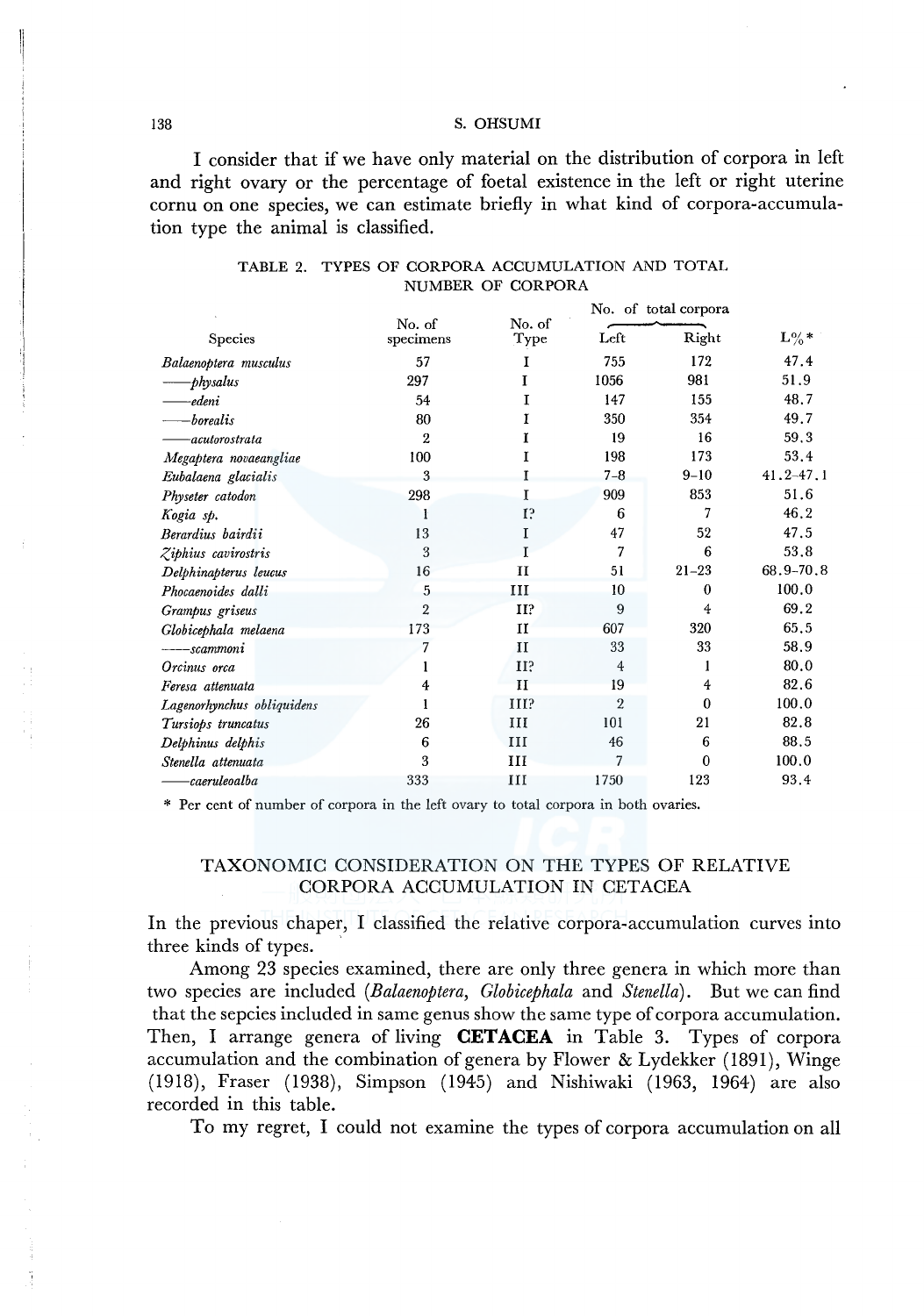I consider that if we have only material on the distribution of corpora in left and right ovary or the percentage of foetal existence in the left or right uterine cornu on one species, we can estimate briefly in what kind of corpora-accumulation type the animal is classified.

TABLE 2. TYPES OF CORPORA ACCUMULATION AND TOTAL NUMBER OF CORPORA

| Species | No. of specimens | No. of Type | No. of total corpora Left | Right | L%* |
|---|---|---|---|---|---|
| *Balaenoptera musculus* | 57 | I | 755 | 172 | 47.4 |
| ——*physalus* | 297 | I | 1056 | 981 | 51.9 |
| ——*edeni* | 54 | I | 147 | 155 | 48.7 |
| ——*borealis* | 80 | I | 350 | 354 | 49.7 |
| ——*acutorostrata* | 2 | I | 19 | 16 | 59.3 |
| *Megaptera novaeangliae* | 100 | I | 198 | 173 | 53.4 |
| *Eubalaena glacialis* | 3 | I | 7–8 | 9–10 | 41.2–47.1 |
| *Physeter catodon* | 298 | I | 909 | 853 | 51.6 |
| *Kogia sp.* | 1 | I? | 6 | 7 | 46.2 |
| *Berardius bairdii* | 13 | I | 47 | 52 | 47.5 |
| *Ziphius cavirostris* | 3 | I | 7 | 6 | 53.8 |
| *Delphinapterus leucus* | 16 | II | 51 | 21–23 | 68.9–70.8 |
| *Phocaenoides dalli* | 5 | III | 10 | 0 | 100.0 |
| *Grampus griseus* | 2 | II? | 9 | 4 | 69.2 |
| *Globicephala melaena* | 173 | II | 607 | 320 | 65.5 |
| ——*scammoni* | 7 | II | 33 | 33 | 58.9 |
| *Orcinus orca* | 1 | II? | 4 | 1 | 80.0 |
| *Feresa attenuata* | 4 | II | 19 | 4 | 82.6 |
| *Lagenorhynchus obliquidens* | 1 | III? | 2 | 0 | 100.0 |
| *Tursiops truncatus* | 26 | III | 101 | 21 | 82.8 |
| *Delphinus delphis* | 6 | III | 46 | 6 | 88.5 |
| *Stenella attenuata* | 3 | III | 7 | 0 | 100.0 |
| ——*caeruleoalba* | 333 | III | 1750 | 123 | 93.4 |

\* Per cent of number of corpora in the left ovary to total corpora in both ovaries.

## TAXONOMIC CONSIDERATION ON THE TYPES OF RELATIVE CORPORA ACCUMULATION IN CETACEA

In the previous chaper, I classified the relative corpora-accumulation curves into three kinds of types.

Among 23 species examined, there are only three genera in which more than two species are included (*Balaenoptera*, *Globicephala* and *Stenella*). But we can find that the sepcies included in same genus show the same type of corpora accumulation. Then, I arrange genera of living **CETACEA** in Table 3. Types of corpora accumulation and the combination of genera by Flower & Lydekker (1891), Winge (1918), Fraser (1938), Simpson (1945) and Nishiwaki (1963, 1964) are also recorded in this table.

To my regret, I could not examine the types of corpora accumulation on all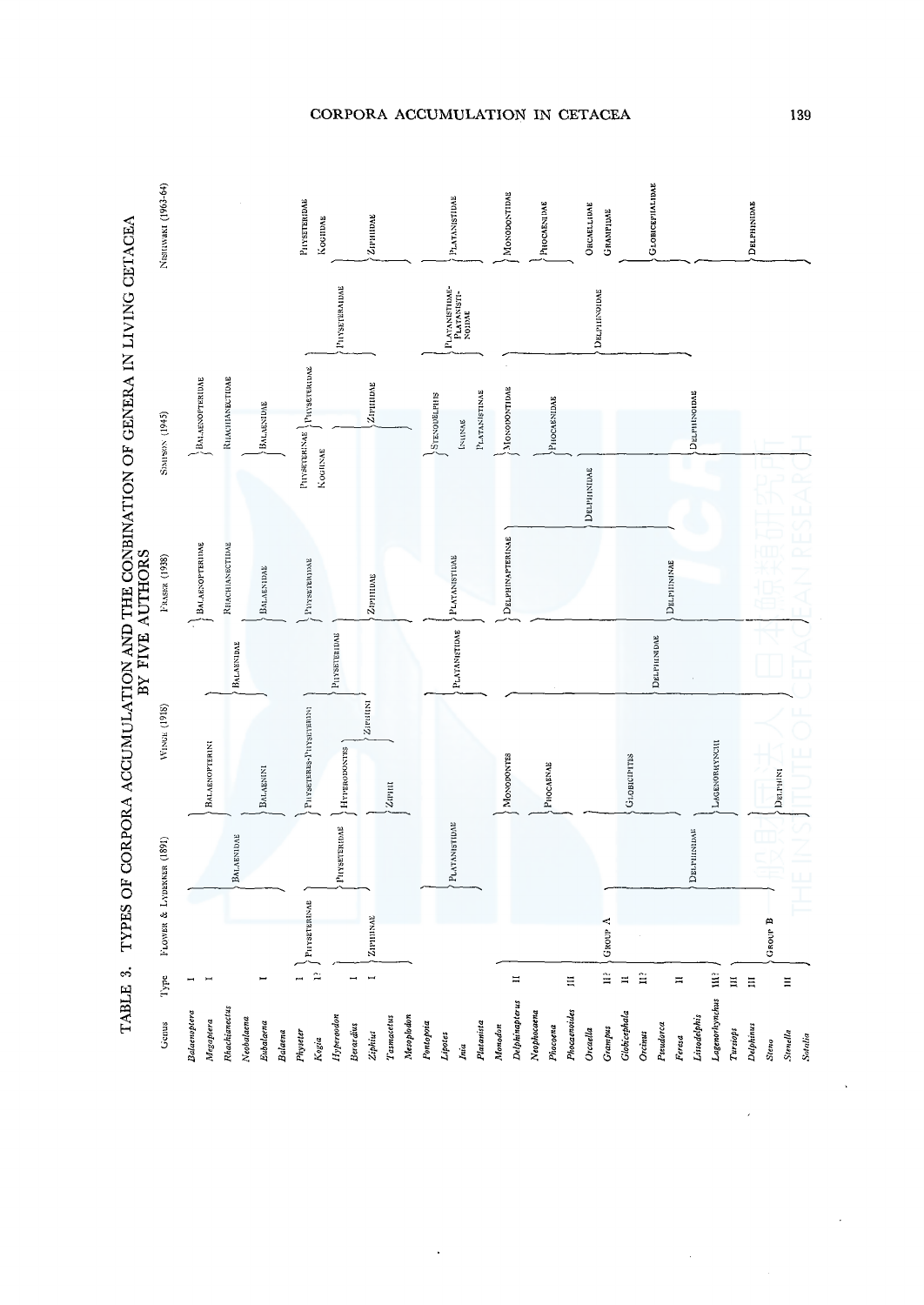# TABLE 3. TYPES OF CORPORA ACCUMULATION AND THE CONBINATION OF GENERA IN LIVING CETACEA BY FIVE AUTHORS

| Genus | Type | Flower & Lydekker (1891) | Winge (1918) | Fraser (1938) | Simpson (1945) | Nishiwaki (1963-64) |
|---|---|---|---|---|---|---|
| *Balaenoptera* | I | Balaenidae | Balaenopterini, Balaenidae | Balaenopteridae | Balaenopteridae | |
| *Megaptera* | I | Balaenidae | Balaenopterini, Balaenidae | Balaenopteridae | Balaenopteridae | |
| *Rhachianectes* | | Balaenidae | Balaenopterini, Balaenidae | Rhachianectidae | Rhachianectidae | |
| *Neobalaena* | | Balaenidae | Balaenini, Balaenidae | Balaenidae | Balaenidae | |
| *Eubalaena* | I | Balaenidae | Balaenini, Balaenidae | Balaenidae | Balaenidae | |
| *Balaena* | | Balaenidae | Balaenini, Balaenidae | Balaenidae | Balaenidae | |
| *Physeter* | I | Physeterinae, Physeteridae | Physeteres-Physeterini, Physeteridae | Physeteridae | Physeterinae, Physeteridae, Physeteroidae | Physeteridae |
| *Kogia* | I? | Physeterinae, Physeteridae | Physeteres-Physeterini, Physeteridae | Physeteridae | Kogiinae, Physeteridae, Physeteroidae | Kogiidae |
| *Hyperoodon* | | Ziphiinae, Physeteridae | Hyperodontes, Ziphiini, Physeteridae | Ziphiidae | Ziphiidae, Physeteroidae | Ziphiidae |
| *Berardius* | I | Ziphiinae, Physeteridae | Hyperodontes, Ziphiini, Physeteridae | Ziphiidae | Ziphiidae, Physeteroidae | Ziphiidae |
| *Ziphius* | I | Ziphiinae, Physeteridae | Hyperodontes, Ziphii, Physeteridae | Ziphiidae | Ziphiidae, Physeteroidae | Ziphiidae |
| *Tasmacetus* | | Ziphiinae, Physeteridae | Hyperodontes, Ziphii, Physeteridae | Ziphiidae | Ziphiidae, Physeteroidae | Ziphiidae |
| *Mesoplodon* | | Ziphiinae, Physeteridae | Hyperodontes, Ziphii, Physeteridae | Ziphiidae | Ziphiidae, Physeteroidae | Ziphiidae |
| *Pontoporia* | | Platanistidae | Platanistidae | Platanistidae | Stenodelphis, Platanistidae-Platanistinoidae | Platanistidae |
| *Lipotes* | | Platanistidae | Platanistidae | Platanistidae | Stenodelphis, Platanistidae-Platanistinoidae | Platanistidae |
| *Inia* | | Platanistidae | Platanistidae | Platanistidae | Iniinae, Platanistidae-Platanistinoidae | Platanistidae |
| *Platanista* | | Platanistidae | Platanistidae | Platanistidae | Platanistinae, Platanistidae-Platanistinoidae | Platanistidae |
| *Monodon* | | Group A, Delphinidae | Monodontes, Delphinidae | Delphinapterinae | Monodontidae, Delphinoidae | Monodontidae |
| *Delphinapterus* | II | Group A, Delphinidae | Monodontes, Delphinidae | Delphinapterinae | Monodontidae, Delphinoidae | Monodontidae |
| *Neophocaena* | | Group A, Delphinidae | Phocaenae, Delphinidae | | Phocaenidae, Delphinoidae | Phocaenidae |
| *Phocoena* | | Group A, Delphinidae | Phocaenae, Delphinidae | | Phocaenidae, Delphinoidae | Phocaenidae |
| *Phocoenoides* | III | Group A, Delphinidae | Phocaenae, Delphinidae | | Phocaenidae, Delphinoidae | Phocaenidae |
| *Orcaella* | | Group A, Delphinidae | Globicipites, Delphinidae | Delphininae | Delphinidae, Delphinoidae | Orcaellidae |
| *Grampus* | II? | Group A, Delphinidae | Globicipites, Delphinidae | Delphininae | Delphinidae, Delphinoidae | Grampidae |
| *Globicephala* | II | Group A, Delphinidae | Globicipites, Delphinidae | Delphininae | Delphinidae, Delphinoidae | Globicephalidae |
| *Orcinus* | II? | Group A, Delphinidae | Globicipites, Delphinidae | Delphininae | Delphinidae, Delphinoidae | Globicephalidae |
| *Pseudorca* | | Group A, Delphinidae | Globicipites, Delphinidae | Delphininae | Delphinidae, Delphinoidae | Globicephalidae |
| *Feresa* | II | Group A, Delphinidae | Globicipites, Delphinidae | Delphininae | Delphinidae, Delphinoidae | Globicephalidae |
| *Lissodelphis* | | Group B, Delphinidae | Lagenorhynchi, Delphinidae | Delphininae | Delphinidae, Delphinoidae | Delphinidae |
| *Lagenorhynchus* | III? | Group B, Delphinidae | Lagenorhynchi, Delphinidae | Delphininae | Delphinidae, Delphinoidae | Delphinidae |
| *Tursiops* | III | Group B, Delphinidae | Delphini, Delphinidae | Delphininae | Delphinidae, Delphinoidae | Delphinidae |
| *Delphinus* | III | Group B, Delphinidae | Delphini, Delphinidae | Delphininae | Delphinidae, Delphinoidae | Delphinidae |
| *Steno* | | Group B, Delphinidae | Delphini, Delphinidae | Delphininae | Delphinidae, Delphinoidae | Delphinidae |
| *Stenella* | III | Group B, Delphinidae | Delphini, Delphinidae | Delphininae | Delphinidae, Delphinoidae | Delphinidae |
| *Sotalia* | | Group B, Delphinidae | Delphini, Delphinidae | Delphininae | Delphinidae, Delphinoidae | Delphinidae |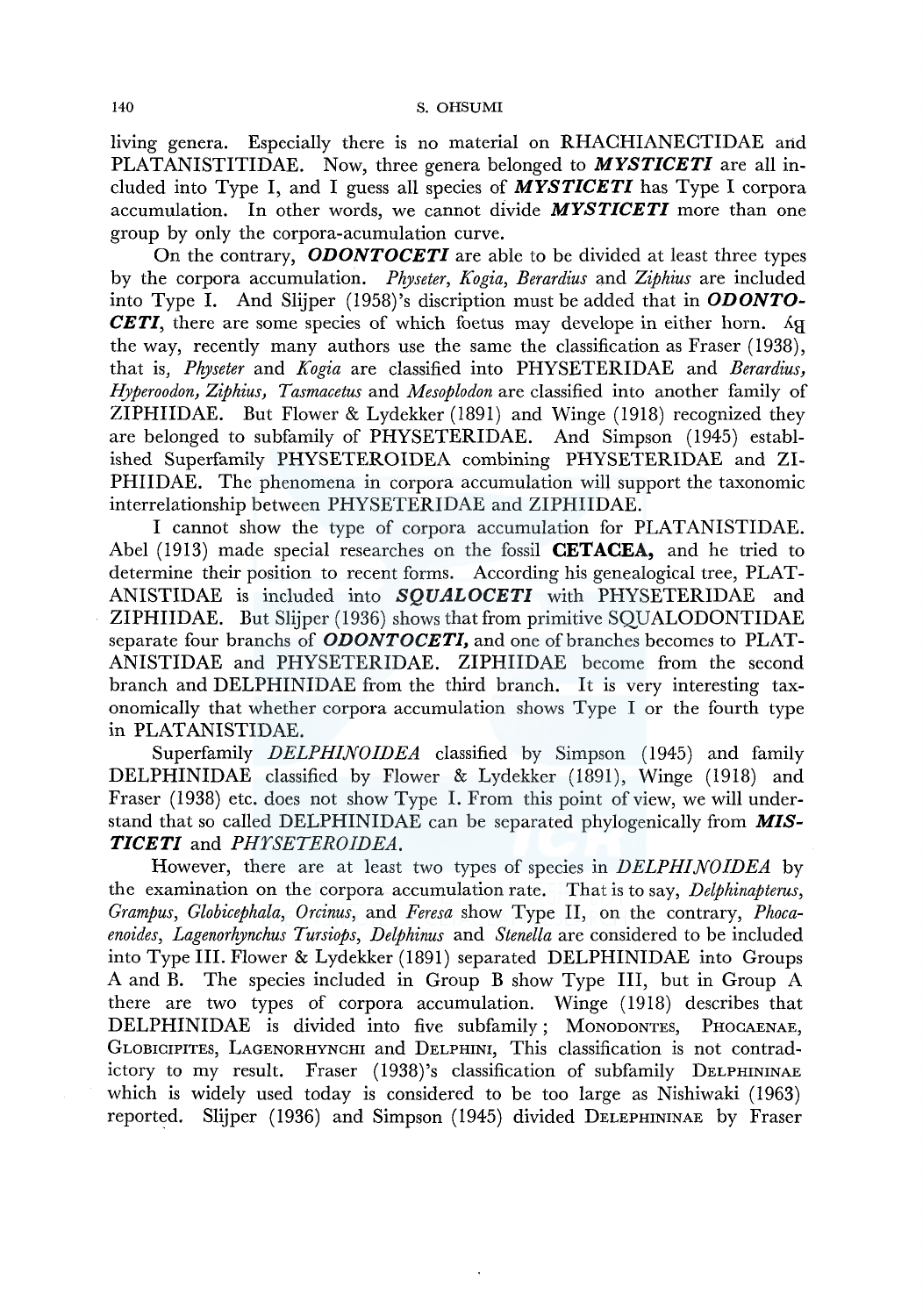living genera. Especially there is no material on RHACHIANECTIDAE and PLATANISTITIDAE. Now, three genera belonged to ***MYSTICETI*** are all included into Type I, and I guess all species of ***MYSTICETI*** has Type I corpora accumulation. In other words, we cannot divide ***MYSTICETI*** more than one group by only the corpora-acumulation curve.

On the contrary, ***ODONTOCETI*** are able to be divided at least three types by the corpora accumulation. *Physeter*, *Kogia*, *Berardius* and *Ziphius* are included into Type I. And Slijper (1958)'s discription must be added that in ***ODONTOCETI***, there are some species of which foetus may develope in either horn. By the way, recently many authors use the same the classification as Fraser (1938), that is, *Physeter* and *Kogia* are classified into PHYSETERIDAE and *Berardius, Hyperoodon, Ziphius, Tasmacetus* and *Mesoplodon* are classified into another family of ZIPHIIDAE. But Flower & Lydekker (1891) and Winge (1918) recognized they are belonged to subfamily of PHYSETERIDAE. And Simpson (1945) established Superfamily PHYSETEROIDEA combining PHYSETERIDAE and ZIPHIIDAE. The phenomena in corpora accumulation will support the taxonomic interrelationship between PHYSETERIDAE and ZIPHIIDAE.

I cannot show the type of corpora accumulation for PLATANISTIDAE. Abel (1913) made special researches on the fossil **CETACEA,** and he tried to determine their position to recent forms. According his genealogical tree, PLATANISTIDAE is included into ***SQUALOCETI*** with PHYSETERIDAE and ZIPHIIDAE. But Slijper (1936) shows that from primitive SQUALODONTIDAE separate four branchs of ***ODONTOCETI,*** and one of branches becomes to PLATANISTIDAE and PHYSETERIDAE. ZIPHIIDAE become from the second branch and DELPHINIDAE from the third branch. It is very interesting taxonomically that whether corpora accumulation shows Type I or the fourth type in PLATANISTIDAE.

Superfamily *DELPHINOIDEA* classified by Simpson (1945) and family DELPHINIDAE classified by Flower & Lydekker (1891), Winge (1918) and Fraser (1938) etc. does not show Type I. From this point of view, we will understand that so called DELPHINIDAE can be separated phylogenically from ***MISTICETI*** and *PHYSETEROIDEA*.

However, there are at least two types of species in *DELPHINOIDEA* by the examination on the corpora accumulation rate. That is to say, *Delphinapterus, Grampus, Globicephala, Orcinus,* and *Feresa* show Type II, on the contrary, *Phocaenoides, Lagenorhynchus Tursiops, Delphinus* and *Stenella* are considered to be included into Type III. Flower & Lydekker (1891) separated DELPHINIDAE into Groups A and B. The species included in Group B show Type III, but in Group A there are two types of corpora accumulation. Winge (1918) describes that DELPHINIDAE is divided into five subfamily; MONODONTES, PHOCAENAE, GLOBICIPITES, LAGENORHYNCHI and DELPHINI, This classification is not contradictory to my result. Fraser (1938)'s classification of subfamily DELPHININAE which is widely used today is considered to be too large as Nishiwaki (1963) reported. Slijper (1936) and Simpson (1945) divided DELEPHININAE by Fraser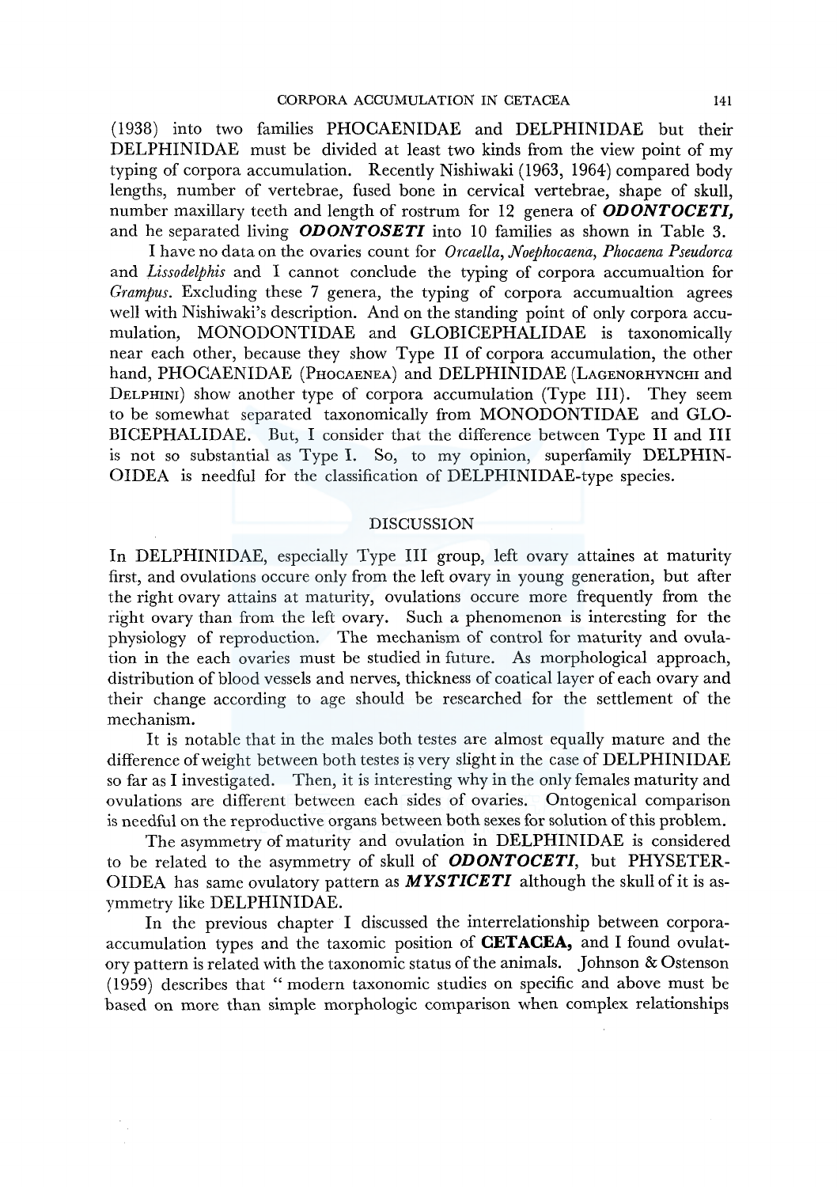(1938) into two families PHOCAENIDAE and DELPHINIDAE but their DELPHINIDAE must be divided at least two kinds from the view point of my typing of corpora accumulation. Recently Nishiwaki (1963, 1964) compared body lengths, number of vertebrae, fused bone in cervical vertebrae, shape of skull, number maxillary teeth and length of rostrum for 12 genera of ***ODONTOCETI,*** and he separated living ***ODONTOSETI*** into 10 families as shown in Table 3.

I have no data on the ovaries count for *Orcaella, Noephocaena, Phocaena Pseudorca* and *Lissodelphis* and I cannot conclude the typing of corpora accumualtion for *Grampus*. Excluding these 7 genera, the typing of corpora accumualtion agrees well with Nishiwaki's description. And on the standing point of only corpora accumulation, MONODONTIDAE and GLOBICEPHALIDAE is taxonomically near each other, because they show Type II of corpora accumulation, the other hand, PHOCAENIDAE (PHOCAENEA) and DELPHINIDAE (LAGENORHYNCHI and DELPHINI) show another type of corpora accumulation (Type III). They seem to be somewhat separated taxonomically from MONODONTIDAE and GLOBICEPHALIDAE. But, I consider that the difference between Type II and III is not so substantial as Type I. So, to my opinion, superfamily DELPHINOIDEA is needful for the classification of DELPHINIDAE-type species.

## DISCUSSION

In DELPHINIDAE, especially Type III group, left ovary attaines at maturity first, and ovulations occure only from the left ovary in young generation, but after the right ovary attains at maturity, ovulations occure more frequently from the right ovary than from the left ovary. Such a phenomenon is interesting for the physiology of reproduction. The mechanism of control for maturity and ovulation in the each ovaries must be studied in future. As morphological approach, distribution of blood vessels and nerves, thickness of coatical layer of each ovary and their change according to age should be researched for the settlement of the mechanism.

It is notable that in the males both testes are almost equally mature and the difference of weight between both testes is very slight in the case of DELPHINIDAE so far as I investigated. Then, it is interesting why in the only females maturity and ovulations are different between each sides of ovaries. Ontogenical comparison is needful on the reproductive organs between both sexes for solution of this problem.

The asymmetry of maturity and ovulation in DELPHINIDAE is considered to be related to the asymmetry of skull of ***ODONTOCETI***, but PHYSETEROIDEA has same ovulatory pattern as ***MYSTICETI*** although the skull of it is asymmetry like DELPHINIDAE.

In the previous chapter I discussed the interrelationship between corpora-accumulation types and the taxomic position of **CETACEA,** and I found ovulatory pattern is related with the taxonomic status of the animals. Johnson & Ostenson (1959) describes that " modern taxonomic studies on specific and above must be based on more than simple morphologic comparison when complex relationships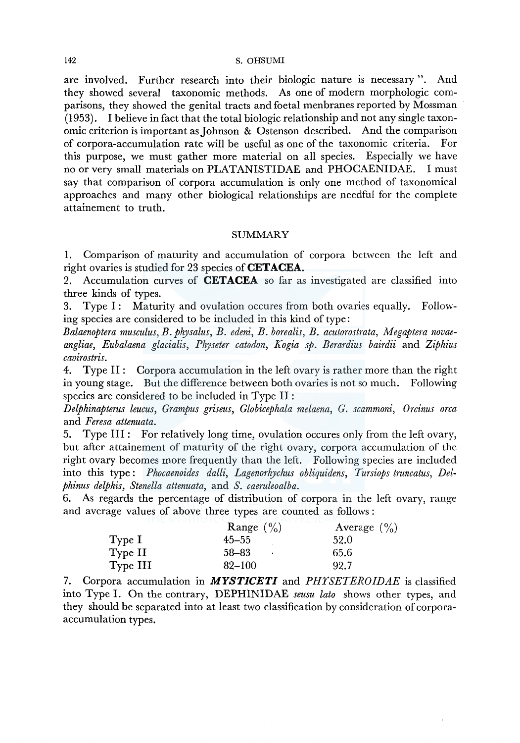are involved. Further research into their biologic nature is necessary ". And they showed several taxonomic methods. As one of modern morphologic comparisons, they showed the genital tracts and foetal menbranes reported by Mossman (1953). I believe in fact that the total biologic relationship and not any single taxonomic criterion is important as Johnson & Ostenson described. And the comparison of corpora-accumulation rate will be useful as one of the taxonomic criteria. For this purpose, we must gather more material on all species. Especially we have no or very small materials on PLATANISTIDAE and PHOCAENIDAE. I must say that comparison of corpora accumulation is only one method of taxonomical approaches and many other biological relationships are needful for the complete attainement to truth.

## SUMMARY

1. Comparison of maturity and accumulation of corpora between the left and right ovaries is studied for 23 species of **CETACEA**.
2. Accumulation curves of **CETACEA** so far as investigated are classified into three kinds of types.
3. Type I : Maturity and ovulation occures from both ovaries equally. Following species are considered to be included in this kind of type: *Balaenoptera musculus*, *B. physalus*, *B. edeni*, *B. borealis*, *B. acutorostrata*, *Megaptera novaeangliae*, *Eubalaena glacialis*, *Physeter catodon*, *Kogia sp. Berardius bairdii* and *Ziphius cavirostris*.
4. Type II : Corpora accumulation in the left ovary is rather more than the right in young stage. But the difference between both ovaries is not so much. Following species are considered to be included in Type II : *Delphinapterus leucus*, *Grampus griseus*, *Globicephala melaena*, *G. scammoni*, *Orcinus orca* and *Feresa attenuata*.
5. Type III : For relatively long time, ovulation occures only from the left ovary, but after attainement of maturity of the right ovary, corpora accumulation of the right ovary becomes more frequently than the left. Following species are included into this type : *Phocaenoides dalli*, *Lagenorhychus obliquidens*, *Tursiops truncatus*, *Delphinus delphis*, *Stenella attenuata*, and *S. caeruleoalba*.
6. As regards the percentage of distribution of corpora in the left ovary, range and average values of above three types are counted as follows :

| | Range (%) | Average (%) |
|---|---|---|
| Type I | 45–55 | 52.0 |
| Type II | 58–83 | 65.6 |
| Type III | 82–100 | 92.7 |

7. Corpora accumulation in ***MYSTICETI*** and *PHYSETEROIDAE* is classified into Type I. On the contrary, DEPHINIDAE *seusu lato* shows other types, and they should be separated into at least two classification by consideration of corpora-accumulation types.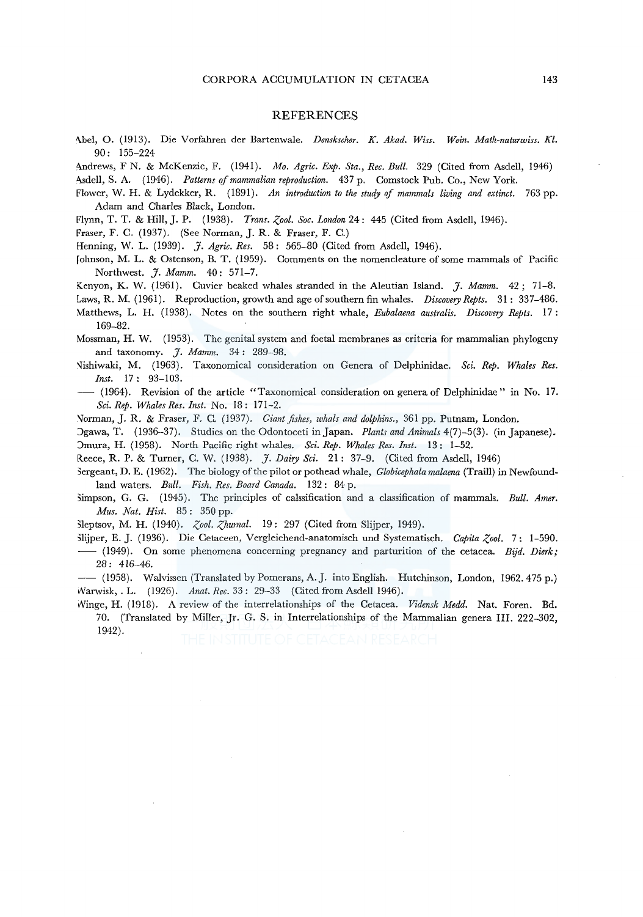## REFERENCES

Abel, O. (1913). Die Vorfahren der Bartenwale. *Denskscher. K. Akad. Wiss. Wein. Math-naturwiss. Kl.* 90: 155–224

Andrews, F N. & McKenzie, F. (1941). *Mo. Agric. Exp. Sta., Rec. Bull.* 329 (Cited from Asdell, 1946)

Asdell, S. A. (1946). *Patterns of mammalian reproduction.* 437 p. Comstock Pub. Co., New York.

Flower, W. H. & Lydekker, R. (1891). *An introduction to the study of mammals living and extinct.* 763 pp. Adam and Charles Black, London.

Flynn, T. T. & Hill, J. P. (1938). *Trans. Zool. Soc. London* 24: 445 (Cited from Asdell, 1946).

Fraser, F. C. (1937). (See Norman, J. R. & Fraser, F. C.)

Henning, W. L. (1939). *J. Agric. Res.* 58: 565–80 (Cited from Asdell, 1946).

Johnson, M. L. & Ostenson, B. T. (1959). Comments on the nomencleature of some mammals of Pacific Northwest. *J. Mamm.* 40: 571–7.

Kenyon, K. W. (1961). Cuvier beaked whales stranded in the Aleutian Island. *J. Mamm.* 42; 71–8.

Laws, R. M. (1961). Reproduction, growth and age of southern fin whales. *Discovery Repts.* 31: 337–486.

Matthews, L. H. (1938). Notes on the southern right whale, *Eubalaena australis*. *Discovery Repts.* 17: 169–82.

Mossman, H. W. (1953). The genital system and foetal membranes as criteria for mammalian phylogeny and taxonomy. *J. Mamm.* 34: 289–98.

Nishiwaki, M. (1963). Taxonomical consideration on Genera of Delphinidae. *Sci. Rep. Whales Res. Inst.* 17: 93–103.

—— (1964). Revision of the article "Taxonomical consideration on genera of Delphinidae" in No. 17. *Sci. Rep. Whales Res. Inst.* No. 18: 171–2.

Norman, J. R. & Fraser, F. C. (1937). *Giant fishes, whals and dolphins.*, 361 pp. Putnam, London.

Ogawa, T. (1936–37). Studies on the Odontoceti in Japan. *Plants and Animals* 4(7)–5(3). (in Japanese).

Omura, H. (1958). North Pacific right whales. *Sci. Rep. Whales Res. Inst.* 13: 1–52.

Reece, R. P. & Turner, C. W. (1938). *J. Dairy Sci.* 21: 37–9. (Cited from Asdell, 1946)

Sergeant, D. E. (1962). The biology of the pilot or pothead whale, *Globicephala malaena* (Traill) in Newfoundland waters. *Bull. Fish. Res. Board Canada.* 132: 84 p.

Simpson, G. G. (1945). The principles of calssification and a classification of mammals. *Bull. Amer. Mus. Nat. Hist.* 85: 350 pp.

Sleptsov, M. H. (1940). *Zool. Zhurnal.* 19: 297 (Cited from Slijper, 1949).

Slijper, E. J. (1936). Die Cetaceen, Vergleichend-anatomisch und Systematisch. *Capita Zool.* 7: 1–590.

—— (1949). On some phenomena concerning pregnancy and parturition of the cetacea. *Bijd. Dierk;* 28: 416–46.

—— (1958). Walvissen (Translated by Pomerans, A. J. into English. Hutchinson, London, 1962. 475 p.)

Warwisk, . L. (1926). *Anat. Rec.* 33: 29–33 (Cited from Asdell 1946).

Winge, H. (1918). A review of the interrelationships of the Cetacea. *Vidensk Medd.* Nat. Foren. Bd. 70. (Translated by Miller, Jr. G. S. in Interrelationships of the Mammalian genera III. 222–302, 1942).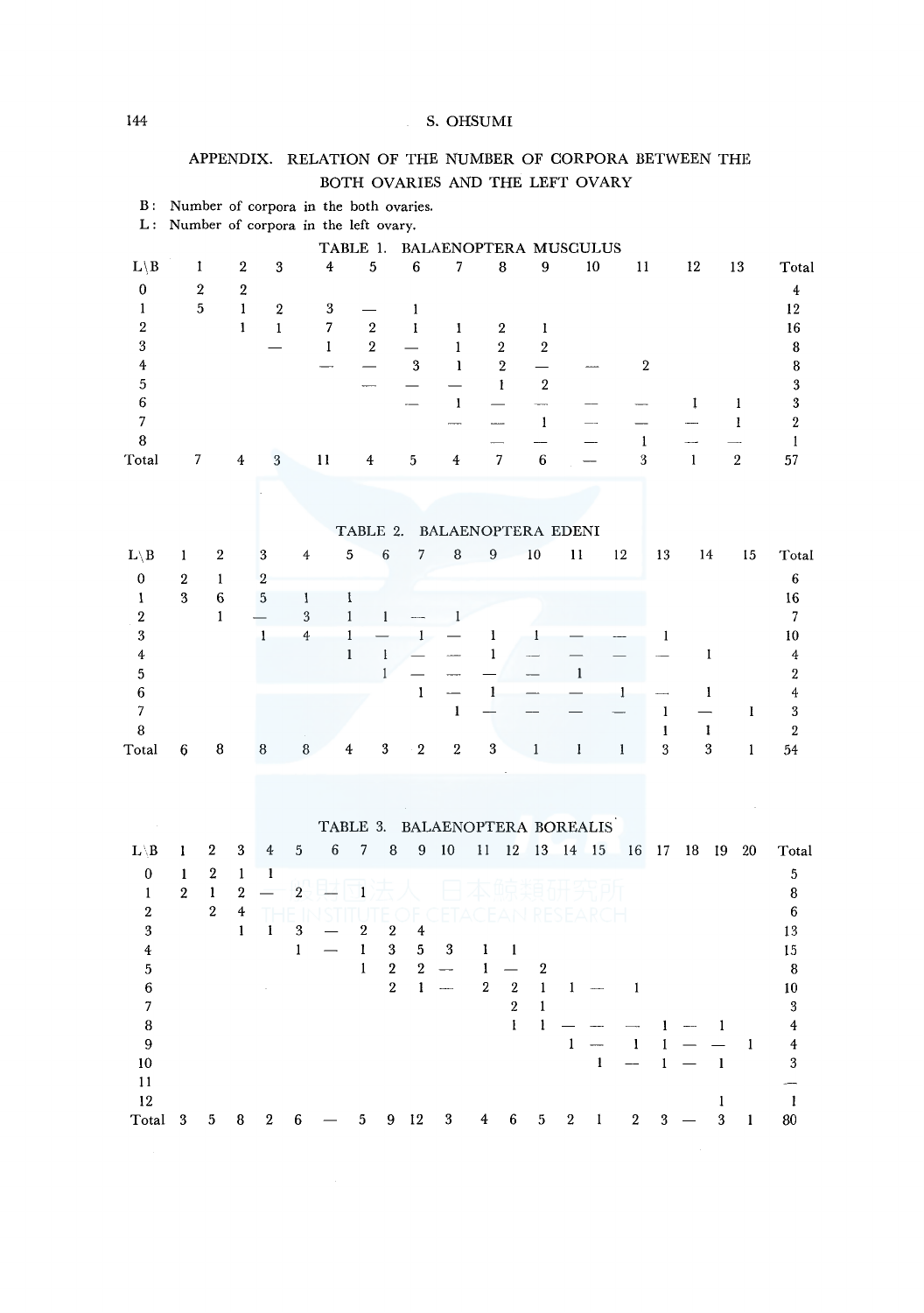## APPENDIX. RELATION OF THE NUMBER OF CORPORA BETWEEN THE BOTH OVARIES AND THE LEFT OVARY

B: Number of corpora in the both ovaries.
L: Number of corpora in the left ovary.

TABLE 1. BALAENOPTERA MUSCULUS

| L\B | 1 | 2 | 3 | 4 | 5 | 6 | 7 | 8 | 9 | 10 | 11 | 12 | 13 | Total |
|---|---|---|---|---|---|---|---|---|---|---|---|---|---|---|
| 0 | 2 | 2 | | | | | | | | | | | | 4 |
| 1 | 5 | 1 | 2 | 3 | — | 1 | | | | | | | | 12 |
| 2 | | 1 | 1 | 7 | 2 | 1 | 1 | 2 | 1 | | | | | 16 |
| 3 | | | — | 1 | 2 | — | 1 | 2 | 2 | | | | | 8 |
| 4 | | | | — | — | 3 | 1 | 2 | — | — | 2 | | | 8 |
| 5 | | | | | — | — | — | 1 | 2 | | | | | 3 |
| 6 | | | | | | — | 1 | — | — | — | — | 1 | 1 | 3 |
| 7 | | | | | | | — | — | 1 | — | — | — | 1 | 2 |
| 8 | | | | | | | | — | — | — | 1 | — | — | 1 |
| Total | 7 | 4 | 3 | 11 | 4 | 5 | 4 | 7 | 6 | — | 3 | 1 | 2 | 57 |

TABLE 2. BALAENOPTERA EDENI

| L\B | 1 | 2 | 3 | 4 | 5 | 6 | 7 | 8 | 9 | 10 | 11 | 12 | 13 | 14 | 15 | Total |
|---|---|---|---|---|---|---|---|---|---|---|---|---|---|---|---|---|
| 0 | 2 | 1 | 2 | | | | | | | | | | | | | 6 |
| 1 | 3 | 6 | 5 | 1 | 1 | | | | | | | | | | | 16 |
| 2 | | 1 | — | 3 | 1 | 1 | — | 1 | | | | | | | | 7 |
| 3 | | | 1 | 4 | 1 | — | 1 | — | 1 | 1 | — | — | 1 | | | 10 |
| 4 | | | | | 1 | 1 | — | — | 1 | — | — | — | — | 1 | | 4 |
| 5 | | | | | | 1 | — | — | — | — | 1 | | | | | 2 |
| 6 | | | | | | | 1 | — | 1 | — | — | 1 | — | 1 | | 4 |
| 7 | | | | | | | | 1 | — | — | — | — | 1 | — | 1 | 3 |
| 8 | | | | | | | | | | | | | 1 | 1 | | 2 |
| Total | 6 | 8 | 8 | 8 | 4 | 3 | 2 | 2 | 3 | 1 | 1 | 1 | 3 | 3 | 1 | 54 |

TABLE 3. BALAENOPTERA BOREALIS

| L\B | 1 | 2 | 3 | 4 | 5 | 6 | 7 | 8 | 9 | 10 | 11 | 12 | 13 | 14 | 15 | 16 | 17 | 18 | 19 | 20 | Total |
|---|---|---|---|---|---|---|---|---|---|---|---|---|---|---|---|---|---|---|---|---|---|
| 0 | 1 | 2 | 1 | 1 | | | | | | | | | | | | | | | | | 5 |
| 1 | 2 | 1 | 2 | — | 2 | — | 1 | | | | | | | | | | | | | | 8 |
| 2 | | 2 | 4 | | | | | | | | | | | | | | | | | | 6 |
| 3 | | | 1 | 1 | 3 | — | 2 | 2 | 4 | | | | | | | | | | | | 13 |
| 4 | | | | | 1 | — | 1 | 3 | 5 | 3 | 1 | 1 | | | | | | | | | 15 |
| 5 | | | | | | | 1 | 2 | 2 | — | 1 | — | 2 | | | | | | | | 8 |
| 6 | | | | | | | | 2 | 1 | — | 2 | 2 | 1 | 1 | — | 1 | | | | | 10 |
| 7 | | | | | | | | | | | | 2 | 1 | | | | | | | | 3 |
| 8 | | | | | | | | | | | | 1 | 1 | — | — | — | 1 | — | 1 | | 4 |
| 9 | | | | | | | | | | | | | | 1 | — | 1 | 1 | — | — | 1 | 4 |
| 10 | | | | | | | | | | | | | | | 1 | — | 1 | — | 1 | | 3 |
| 11 | | | | | | | | | | | | | | | | | | | | | — |
| 12 | | | | | | | | | | | | | | | | | | | 1 | | 1 |
| Total | 3 | 5 | 8 | 2 | 6 | — | 5 | 9 | 12 | 3 | 4 | 6 | 5 | 2 | 1 | 2 | 3 | — | 3 | 1 | 80 |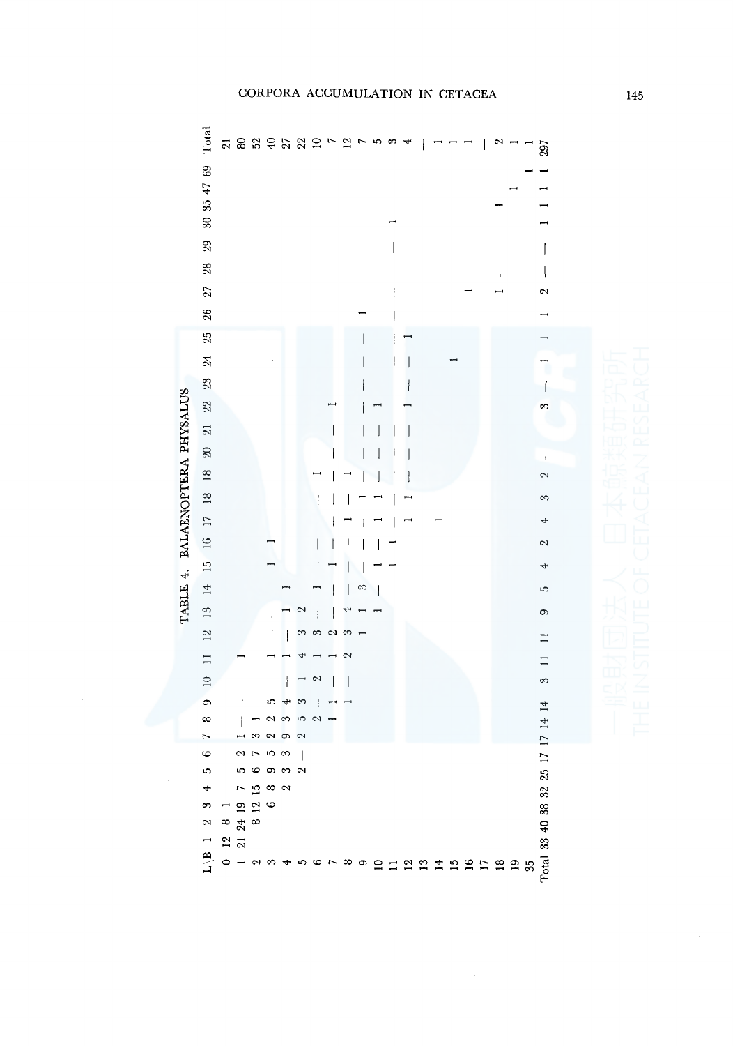TABLE 4. BALAENOPTERA PHYSALUS

| L\B | 1 | 2 | 3 | 4 | 5 | 6 | 7 | 8 | 9 | 10 | 11 | 12 | 13 | 14 | 15 | 16 | 17 | 18 | 18 | 20 | 21 | 22 | 23 | 24 | 25 | 26 | 27 | 28 | 29 | 30 | 35 | 47 | 69 | Total |
|---|---|---|---|---|---|---|---|---|---|---|---|---|---|---|---|---|---|---|---|---|---|---|---|---|---|---|---|---|---|---|---|---|---|---|
| 0 | 12 | 8 | 1 | | | | | | | | | | | | | | | | | | | | | | | | | | | | | | | 21 |
| 1 | 21 | 24 | 19 | 7 | 5 | 2 | 1 | — | — | — | 1 | | | | | | | | | | | | | | | | | | | | | | | 80 |
| 2 | | 8 | 12 | 15 | 6 | 7 | 3 | 1 | | | | | | | | | | | | | | | | | | | | | | | | | | 52 |
| 3 | | | 6 | 8 | 9 | 5 | 2 | 2 | 5 | — | 1 | — | — | — | 1 | 1 | | | | | | | | | | | | | | | | | | 40 |
| 4 | | | | 2 | 3 | 3 | 9 | 3 | 4 | — | 1 | — | 1 | 1 | | | | | | | | | | | | | | | | | | | | 27 |
| 5 | | | | | 2 | — | 2 | 5 | 3 | 1 | 4 | 3 | 2 | | | | | | | | | | | | | | | | | | | | | 22 |
| 6 | | | | | | | | 2 | — | 2 | 1 | 3 | — | 1 | — | — | — | — | 1 | | | | | | | | | | | | | | | 10 |
| 7 | | | | | | | | 1 | 1 | — | 1 | 2 | — | — | 1 | — | — | — | — | — | — | 1 | | | | | | | | | | | | 7 |
| 8 | | | | | | | | | 1 | — | 2 | 3 | 4 | — | — | — | 1 | — | 1 | — | — | — | | | | | | | | | | | | 12 |
| 9 | | | | | | | | | | | | 1 | 1 | 3 | — | — | — | 1 | — | — | — | — | — | — | — | 1 | | | | | | | | 7 |
| 10 | | | | | | | | | | | | | 1 | — | 1 | — | 1 | 1 | — | — | — | 1 | — | — | — | — | | | | | | | | 5 |
| 11 | | | | | | | | | | | | | | | 1 | 1 | — | — | — | — | — | — | — | — | — | — | — | — | — | 1 | | | | 3 |
| 12 | | | | | | | | | | | | | | | | | 1 | 1 | — | — | — | 1 | — | — | 1 | | | | | | | | | 4 |
| 13 | | | | | | | | | | | | | | | | | | | | | | | | | | | | | | | | | | — |
| 14 | | | | | | | | | | | | | | | | | 1 | | | | | | | | | | | | | | | | | 1 |
| 15 | | | | | | | | | | | | | | | | | | | | | | | | 1 | | | | | | | | | | 1 |
| 16 | | | | | | | | | | | | | | | | | | | | | | | | | | | 1 | | | | | | | 1 |
| 17 | | | | | | | | | | | | | | | | | | | | | | | | | | | | | | | | | | — |
| 18 | | | | | | | | | | | | | | | | | | | | | | | | | | | 1 | — | — | — | 1 | | | 2 |
| 19 | | | | | | | | | | | | | | | | | | | | | | | | | | | | | | | | 1 | | 1 |
| 35 | | | | | | | | | | | | | | | | | | | | | | | | | | | | | | | | | 1 | 1 |
| Total | 33 | 40 | 38 | 32 | 25 | 17 | 17 | 14 | 14 | 3 | 11 | 11 | 9 | 5 | 4 | 2 | 4 | 3 | 2 | — | — | 3 | — | 1 | 1 | 1 | 2 | — | — | 1 | 1 | 1 | 1 | 297 |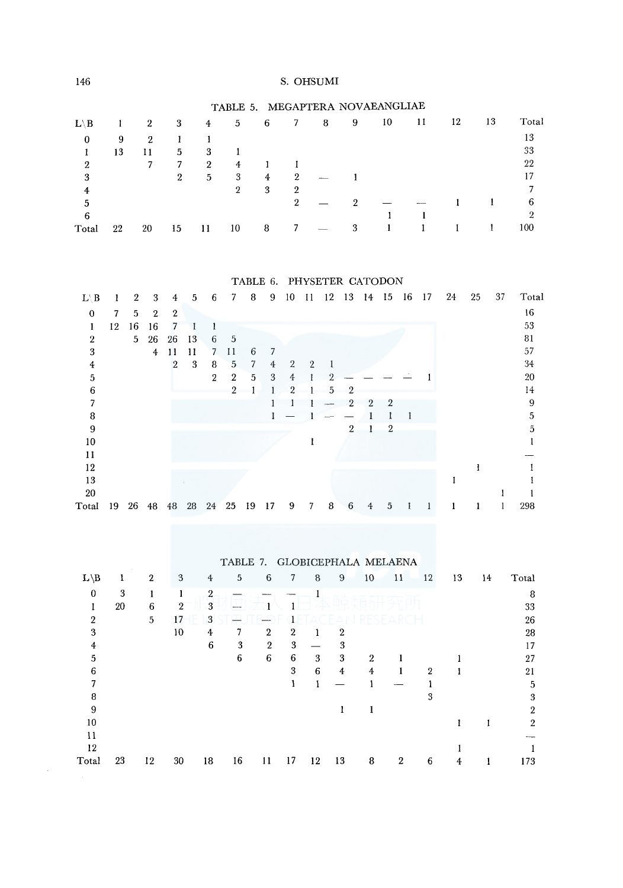TABLE 5. MEGAPTERA NOVAEANGLIAE

| L\B | 1 | 2 | 3 | 4 | 5 | 6 | 7 | 8 | 9 | 10 | 11 | 12 | 13 | Total |
|---|---|---|---|---|---|---|---|---|---|---|---|---|---|---|
| 0 | 9 | 2 | 1 | 1 | | | | | | | | | | 13 |
| 1 | 13 | 11 | 5 | 3 | 1 | | | | | | | | | 33 |
| 2 | | 7 | 7 | 2 | 4 | 1 | 1 | | | | | | | 22 |
| 3 | | | 2 | 5 | 3 | 4 | 2 | — | 1 | | | | | 17 |
| 4 | | | | | 2 | 3 | 2 | | | | | | | 7 |
| 5 | | | | | | | 2 | — | 2 | — | — | 1 | 1 | 6 |
| 6 | | | | | | | | | | 1 | 1 | | | 2 |
| Total | 22 | 20 | 15 | 11 | 10 | 8 | 7 | — | 3 | 1 | 1 | 1 | 1 | 100 |

TABLE 6. PHYSETER CATODON

| L\B | 1 | 2 | 3 | 4 | 5 | 6 | 7 | 8 | 9 | 10 | 11 | 12 | 13 | 14 | 15 | 16 | 17 | 24 | 25 | 37 | Total |
|---|---|---|---|---|---|---|---|---|---|---|---|---|---|---|---|---|---|---|---|---|---|
| 0 | 7 | 5 | 2 | 2 | | | | | | | | | | | | | | | | | 16 |
| 1 | 12 | 16 | 16 | 7 | 1 | 1 | | | | | | | | | | | | | | | 53 |
| 2 | | 5 | 26 | 26 | 13 | 6 | 5 | | | | | | | | | | | | | | 81 |
| 3 | | | 4 | 11 | 11 | 7 | 11 | 6 | 7 | | | | | | | | | | | | 57 |
| 4 | | | | 2 | 3 | 8 | 5 | 7 | 4 | 2 | 2 | 1 | | | | | | | | | 34 |
| 5 | | | | | | 2 | 2 | 5 | 3 | 4 | 1 | 2 | — | — | — | — | 1 | | | | 20 |
| 6 | | | | | | | 2 | 1 | 1 | 2 | 1 | 5 | 2 | | | | | | | | 14 |
| 7 | | | | | | | | | 1 | 1 | 1 | — | 2 | 2 | 2 | | | | | | 9 |
| 8 | | | | | | | | | 1 | — | 1 | — | — | 1 | 1 | 1 | | | | | 5 |
| 9 | | | | | | | | | | | | | 2 | 1 | 2 | | | | | | 5 |
| 10 | | | | | | | | | | | 1 | | | | | | | | | | 1 |
| 11 | | | | | | | | | | | | | | | | | | | | | — |
| 12 | | | | | | | | | | | | | | | | | | | 1 | | 1 |
| 13 | | | | | | | | | | | | | | | | | | 1 | | | 1 |
| 20 | | | | | | | | | | | | | | | | | | | | 1 | 1 |
| Total | 19 | 26 | 48 | 48 | 28 | 24 | 25 | 19 | 17 | 9 | 7 | 8 | 6 | 4 | 5 | 1 | 1 | 1 | 1 | 1 | 298 |

TABLE 7. GLOBICEPHALA MELAENA

| L\B | 1 | 2 | 3 | 4 | 5 | 6 | 7 | 8 | 9 | 10 | 11 | 12 | 13 | 14 | Total |
|---|---|---|---|---|---|---|---|---|---|---|---|---|---|---|---|
| 0 | 3 | 1 | 1 | 2 | — | — | — | 1 | | | | | | | 8 |
| 1 | 20 | 6 | 2 | 3 | — | 1 | 1 | | | | | | | | 33 |
| 2 | | 5 | 17 | 3 | — | — | 1 | | | | | | | | 26 |
| 3 | | | 10 | 4 | 7 | 2 | 2 | 1 | 2 | | | | | | 28 |
| 4 | | | | 6 | 3 | 2 | 3 | — | 3 | | | | | | 17 |
| 5 | | | | | 6 | 6 | 6 | 3 | 3 | 2 | 1 | | 1 | | 27 |
| 6 | | | | | | | 3 | 6 | 4 | 4 | 1 | 2 | 1 | | 21 |
| 7 | | | | | | | 1 | 1 | — | 1 | — | 1 | | | 5 |
| 8 | | | | | | | | | | | | 3 | | | 3 |
| 9 | | | | | | | | | 1 | 1 | | | | | 2 |
| 10 | | | | | | | | | | | | | 1 | 1 | 2 |
| 11 | | | | | | | | | | | | | | | — |
| 12 | | | | | | | | | | | | | 1 | | 1 |
| Total | 23 | 12 | 30 | 18 | 16 | 11 | 17 | 12 | 13 | 8 | 2 | 6 | 4 | 1 | 173 |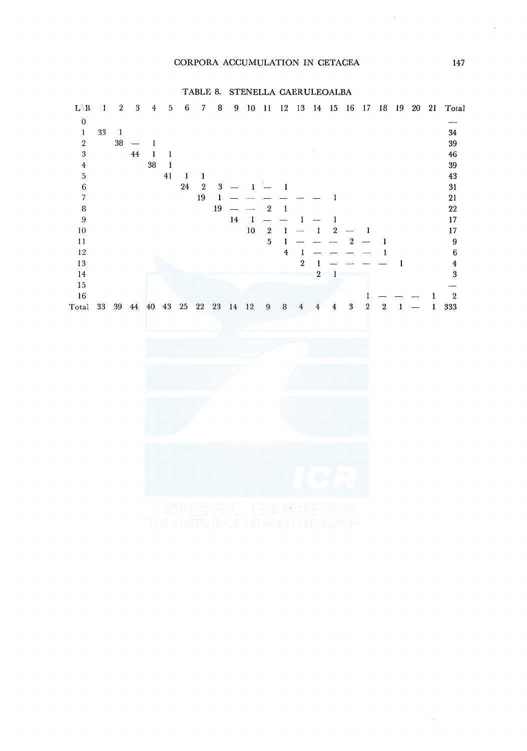TABLE 8. STENELLA CAERULEOALBA

| L\B | 1 | 2 | 3 | 4 | 5 | 6 | 7 | 8 | 9 | 10 | 11 | 12 | 13 | 14 | 15 | 16 | 17 | 18 | 19 | 20 | 21 | Total |
|---|---|---|---|---|---|---|---|---|---|---|---|---|---|---|---|---|---|---|---|---|---|---|
| 0 | | | | | | | | | | | | | | | | | | | | | | — |
| 1 | 33 | 1 | | | | | | | | | | | | | | | | | | | | 34 |
| 2 | | 38 | — | 1 | | | | | | | | | | | | | | | | | | 39 |
| 3 | | | 44 | 1 | 1 | | | | | | | | | | | | | | | | | 46 |
| 4 | | | | 38 | 1 | | | | | | | | | | | | | | | | | 39 |
| 5 | | | | | 41 | 1 | 1 | | | | | | | | | | | | | | | 43 |
| 6 | | | | | | 24 | 2 | 3 | — | 1 | — | 1 | | | | | | | | | | 31 |
| 7 | | | | | | | 19 | 1 | — | — | — | — | — | — | 1 | | | | | | | 21 |
| 8 | | | | | | | | 19 | — | — | 2 | 1 | | | | | | | | | | 22 |
| 9 | | | | | | | | | 14 | 1 | — | — | 1 | — | 1 | | | | | | | 17 |
| 10 | | | | | | | | | | 10 | 2 | 1 | — | 1 | 2 | — | 1 | | | | | 17 |
| 11 | | | | | | | | | | | 5 | 1 | — | — | — | 2 | — | 1 | | | | 9 |
| 12 | | | | | | | | | | | | 4 | 1 | — | — | — | — | 1 | | | | 6 |
| 13 | | | | | | | | | | | | | 2 | 1 | — | — | — | — | 1 | | | 4 |
| 14 | | | | | | | | | | | | | | 2 | 1 | | | | | | | 3 |
| 15 | | | | | | | | | | | | | | | | | | | | | | — |
| 16 | | | | | | | | | | | | | | | | | 1 | — | — | — | 1 | 2 |
| Total | 33 | 39 | 44 | 40 | 43 | 25 | 22 | 23 | 14 | 12 | 9 | 8 | 4 | 4 | 4 | 3 | 2 | 2 | 1 | — | 1 | 333 |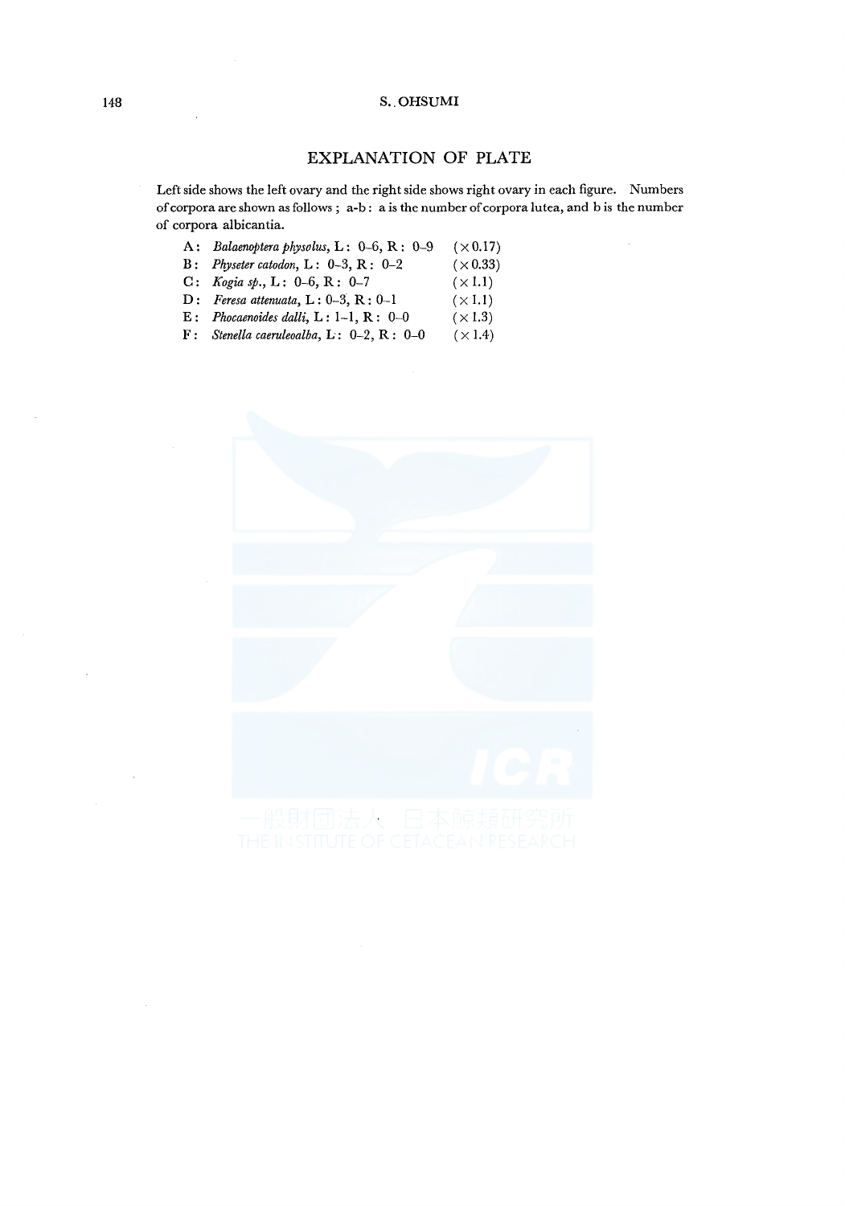## EXPLANATION OF PLATE

Left side shows the left ovary and the right side shows right ovary in each figure. Numbers of corpora are shown as follows ; a-b : a is the number of corpora lutea, and b is the number of corpora albicantia.

A : *Balaenoptera physolus*, L : 0–6, R : 0–9 (×0.17)
B : *Physeter catodon*, L : 0–3, R : 0–2 (×0.33)
C : *Kogia sp.*, L : 0–6, R : 0–7 (×1.1)
D : *Feresa attenuata*, L : 0–3, R : 0–1 (×1.1)
E : *Phocaenoides dalli*, L : 1–1, R : 0–0 (×1.3)
F : *Stenella caeruleoalba*, L : 0–2, R : 0–0 (×1.4)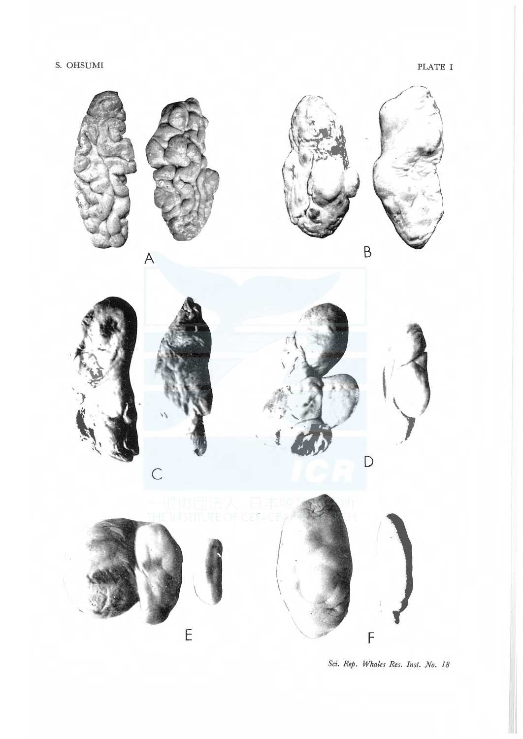PLATE I

A

B

C

D

E

F